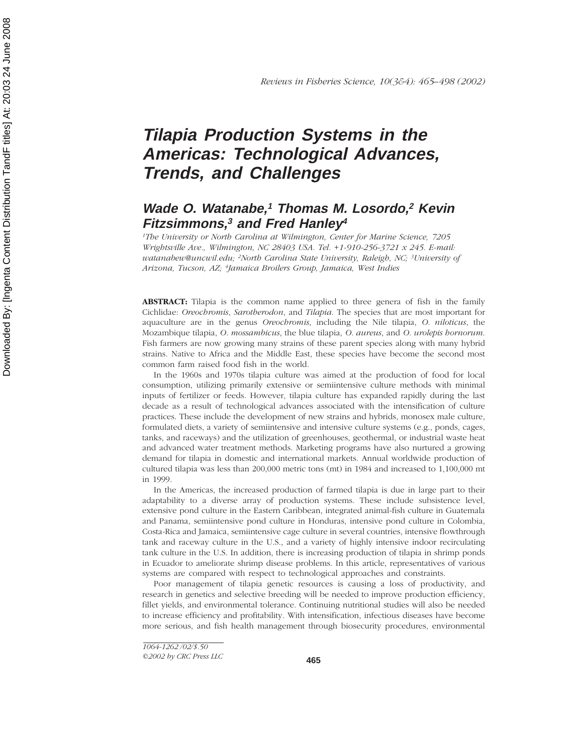# Tilapia Production Systems in the Americas: Technological Advances, Trends, and Challenges

## Wade O. Watanabe,[1] Thomas M. Losordo,[2] Kevin Fitzsimmons,[3] and Fred Hanley[4]

*[1]The University or North Carolina at Wilmington, Center for Marine Science, 7205 Wrightsville Ave., Wilmington, NC 28403 USA. Tel. +1-910-256-3721 x 245. E-mail: watanabew@uncwil.edu; [2]North Carolina State University, Raleigh, NC; [3]University of Arizona, Tucson, AZ; [4]Jamaica Broilers Group, Jamaica, West Indies*

**ABSTRACT:** Tilapia is the common name applied to three genera of fish in the family Cichlidae: *Oreochromis*, *Sarotherodon*, and *Tilapia*. The species that are most important for aquaculture are in the genus *Oreochromis*, including the Nile tilapia, *O. niloticus*, the Mozambique tilapia, *O. mossambicus*, the blue tilapia, *O. aureus*, and *O. urolepis hornorum*. Fish farmers are now growing many strains of these parent species along with many hybrid strains. Native to Africa and the Middle East, these species have become the second most common farm raised food fish in the world.

In the 1960s and 1970s tilapia culture was aimed at the production of food for local consumption, utilizing primarily extensive or semiintensive culture methods with minimal inputs of fertilizer or feeds. However, tilapia culture has expanded rapidly during the last decade as a result of technological advances associated with the intensification of culture practices. These include the development of new strains and hybrids, monosex male culture, formulated diets, a variety of semiintensive and intensive culture systems (e.g., ponds, cages, tanks, and raceways) and the utilization of greenhouses, geothermal, or industrial waste heat and advanced water treatment methods. Marketing programs have also nurtured a growing demand for tilapia in domestic and international markets. Annual worldwide production of cultured tilapia was less than 200,000 metric tons (mt) in 1984 and increased to 1,100,000 mt in 1999.

In the Americas, the increased production of farmed tilapia is due in large part to their adaptability to a diverse array of production systems. These include subsistence level, extensive pond culture in the Eastern Caribbean, integrated animal-fish culture in Guatemala and Panama, semiintensive pond culture in Honduras, intensive pond culture in Colombia, Costa-Rica and Jamaica, semiintensive cage culture in several countries, intensive flowthrough tank and raceway culture in the U.S., and a variety of highly intensive indoor recirculating tank culture in the U.S. In addition, there is increasing production of tilapia in shrimp ponds in Ecuador to ameliorate shrimp disease problems. In this article, representatives of various systems are compared with respect to technological approaches and constraints.

Poor management of tilapia genetic resources is causing a loss of productivity, and research in genetics and selective breeding will be needed to improve production efficiency, fillet yields, and environmental tolerance. Continuing nutritional studies will also be needed to increase efficiency and profitability. With intensification, infectious diseases have become more serious, and fish health management through biosecurity procedures, environmental

1064-1262/02/$.50
©2002 by CRC Press LLC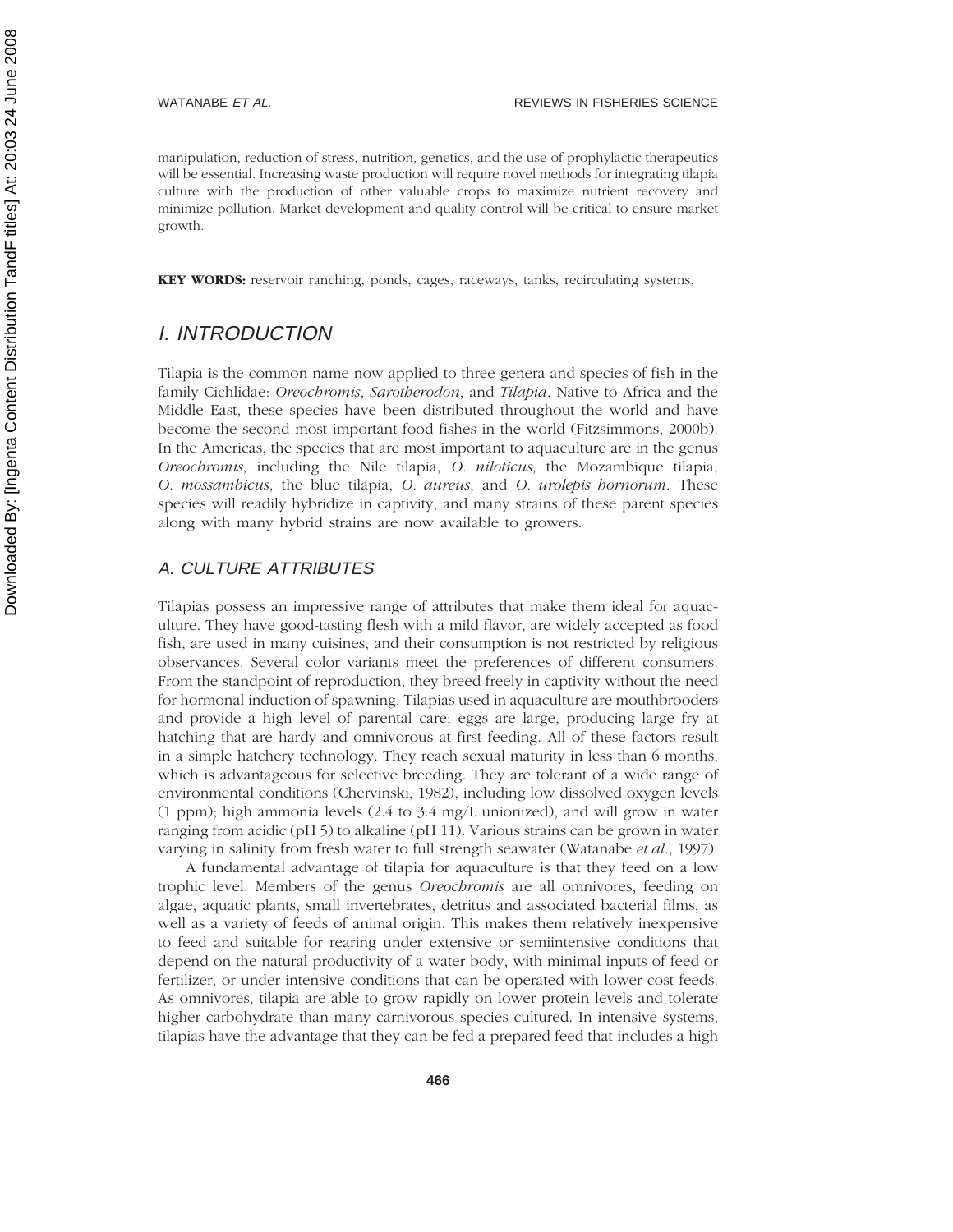manipulation, reduction of stress, nutrition, genetics, and the use of prophylactic therapeutics will be essential. Increasing waste production will require novel methods for integrating tilapia culture with the production of other valuable crops to maximize nutrient recovery and minimize pollution. Market development and quality control will be critical to ensure market growth.

**KEY WORDS:** reservoir ranching, ponds, cages, raceways, tanks, recirculating systems.

# I. INTRODUCTION

Tilapia is the common name now applied to three genera and species of fish in the family Cichlidae: *Oreochromis*, *Sarotherodon*, and *Tilapia*. Native to Africa and the Middle East, these species have been distributed throughout the world and have become the second most important food fishes in the world (Fitzsimmons, 2000b). In the Americas, the species that are most important to aquaculture are in the genus *Oreochromis*, including the Nile tilapia, *O. niloticus*, the Mozambique tilapia, *O. mossambicus*, the blue tilapia, *O. aureus*, and *O. urolepis hornorum*. These species will readily hybridize in captivity, and many strains of these parent species along with many hybrid strains are now available to growers.

## A. CULTURE ATTRIBUTES

Tilapias possess an impressive range of attributes that make them ideal for aquaculture. They have good-tasting flesh with a mild flavor, are widely accepted as food fish, are used in many cuisines, and their consumption is not restricted by religious observances. Several color variants meet the preferences of different consumers. From the standpoint of reproduction, they breed freely in captivity without the need for hormonal induction of spawning. Tilapias used in aquaculture are mouthbrooders and provide a high level of parental care; eggs are large, producing large fry at hatching that are hardy and omnivorous at first feeding. All of these factors result in a simple hatchery technology. They reach sexual maturity in less than 6 months, which is advantageous for selective breeding. They are tolerant of a wide range of environmental conditions (Chervinski, 1982), including low dissolved oxygen levels (1 ppm); high ammonia levels (2.4 to 3.4 mg/L unionized), and will grow in water ranging from acidic (pH 5) to alkaline (pH 11). Various strains can be grown in water varying in salinity from fresh water to full strength seawater (Watanabe *et al*., 1997).

A fundamental advantage of tilapia for aquaculture is that they feed on a low trophic level. Members of the genus *Oreochromis* are all omnivores, feeding on algae, aquatic plants, small invertebrates, detritus and associated bacterial films, as well as a variety of feeds of animal origin. This makes them relatively inexpensive to feed and suitable for rearing under extensive or semiintensive conditions that depend on the natural productivity of a water body, with minimal inputs of feed or fertilizer, or under intensive conditions that can be operated with lower cost feeds. As omnivores, tilapia are able to grow rapidly on lower protein levels and tolerate higher carbohydrate than many carnivorous species cultured. In intensive systems, tilapias have the advantage that they can be fed a prepared feed that includes a high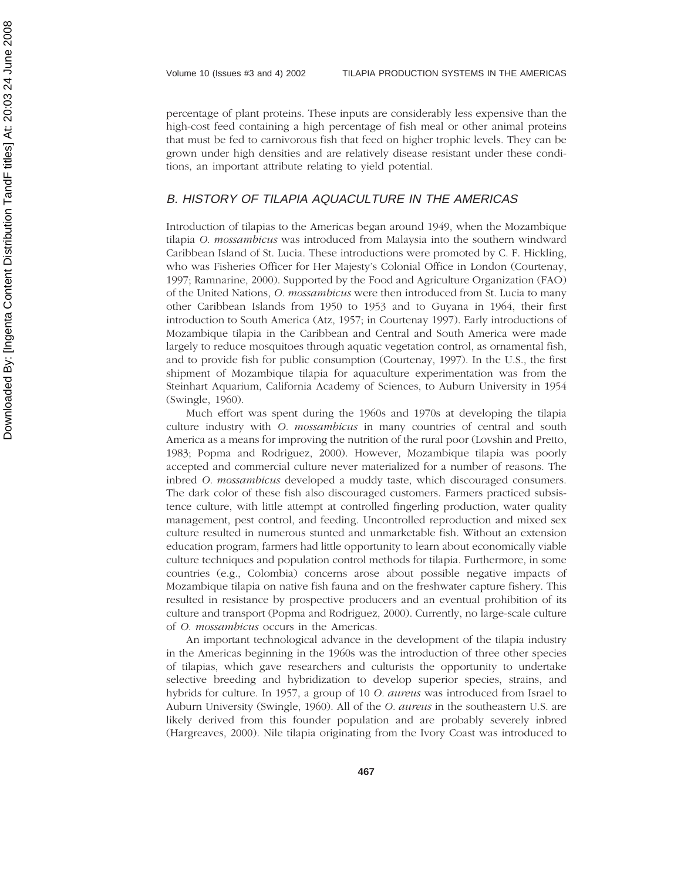percentage of plant proteins. These inputs are considerably less expensive than the high-cost feed containing a high percentage of fish meal or other animal proteins that must be fed to carnivorous fish that feed on higher trophic levels. They can be grown under high densities and are relatively disease resistant under these conditions, an important attribute relating to yield potential.

## B. HISTORY OF TILAPIA AQUACULTURE IN THE AMERICAS

Introduction of tilapias to the Americas began around 1949, when the Mozambique tilapia *O. mossambicus* was introduced from Malaysia into the southern windward Caribbean Island of St. Lucia. These introductions were promoted by C. F. Hickling, who was Fisheries Officer for Her Majesty's Colonial Office in London (Courtenay, 1997; Ramnarine, 2000). Supported by the Food and Agriculture Organization (FAO) of the United Nations, *O. mossambicus* were then introduced from St. Lucia to many other Caribbean Islands from 1950 to 1953 and to Guyana in 1964, their first introduction to South America (Atz, 1957; in Courtenay 1997). Early introductions of Mozambique tilapia in the Caribbean and Central and South America were made largely to reduce mosquitoes through aquatic vegetation control, as ornamental fish, and to provide fish for public consumption (Courtenay, 1997). In the U.S., the first shipment of Mozambique tilapia for aquaculture experimentation was from the Steinhart Aquarium, California Academy of Sciences, to Auburn University in 1954 (Swingle, 1960).

Much effort was spent during the 1960s and 1970s at developing the tilapia culture industry with *O. mossambicus* in many countries of central and south America as a means for improving the nutrition of the rural poor (Lovshin and Pretto, 1983; Popma and Rodriguez, 2000). However, Mozambique tilapia was poorly accepted and commercial culture never materialized for a number of reasons. The inbred *O. mossambicus* developed a muddy taste, which discouraged consumers. The dark color of these fish also discouraged customers. Farmers practiced subsistence culture, with little attempt at controlled fingerling production, water quality management, pest control, and feeding. Uncontrolled reproduction and mixed sex culture resulted in numerous stunted and unmarketable fish. Without an extension education program, farmers had little opportunity to learn about economically viable culture techniques and population control methods for tilapia. Furthermore, in some countries (e.g., Colombia) concerns arose about possible negative impacts of Mozambique tilapia on native fish fauna and on the freshwater capture fishery. This resulted in resistance by prospective producers and an eventual prohibition of its culture and transport (Popma and Rodriguez, 2000). Currently, no large-scale culture of *O. mossambicus* occurs in the Americas.

An important technological advance in the development of the tilapia industry in the Americas beginning in the 1960s was the introduction of three other species of tilapias, which gave researchers and culturists the opportunity to undertake selective breeding and hybridization to develop superior species, strains, and hybrids for culture. In 1957, a group of 10 *O. aureus* was introduced from Israel to Auburn University (Swingle, 1960). All of the *O. aureus* in the southeastern U.S. are likely derived from this founder population and are probably severely inbred (Hargreaves, 2000). Nile tilapia originating from the Ivory Coast was introduced to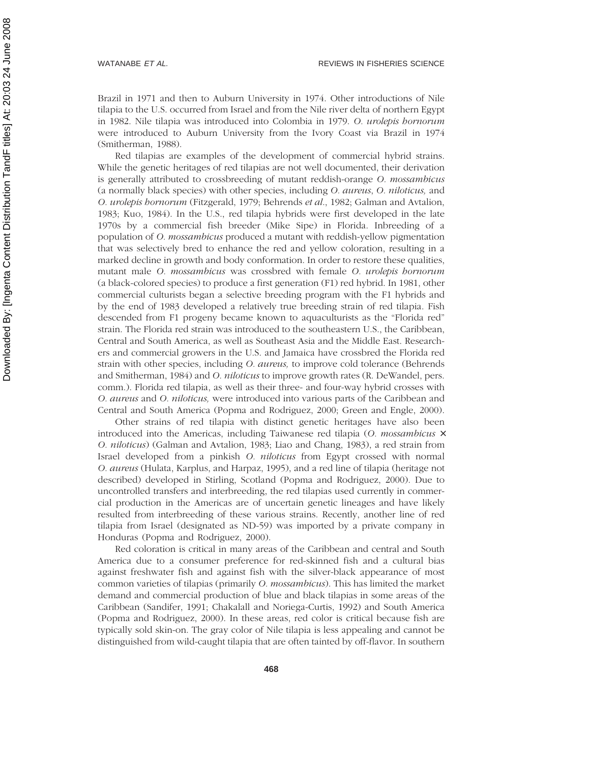Brazil in 1971 and then to Auburn University in 1974. Other introductions of Nile tilapia to the U.S. occurred from Israel and from the Nile river delta of northern Egypt in 1982. Nile tilapia was introduced into Colombia in 1979. *O. urolepis hornorum* were introduced to Auburn University from the Ivory Coast via Brazil in 1974 (Smitherman, 1988).

Red tilapias are examples of the development of commercial hybrid strains. While the genetic heritages of red tilapias are not well documented, their derivation is generally attributed to crossbreeding of mutant reddish-orange *O. mossambicus* (a normally black species) with other species, including *O. aureus*, *O. niloticus,* and *O. urolepis hornorum* (Fitzgerald, 1979; Behrends *et al*., 1982; Galman and Avtalion, 1983; Kuo, 1984). In the U.S., red tilapia hybrids were first developed in the late 1970s by a commercial fish breeder (Mike Sipe) in Florida. Inbreeding of a population of *O. mossambicus* produced a mutant with reddish-yellow pigmentation that was selectively bred to enhance the red and yellow coloration, resulting in a marked decline in growth and body conformation. In order to restore these qualities, mutant male *O. mossambicus* was crossbred with female *O. urolepis hornorum* (a black-colored species) to produce a first generation (F1) red hybrid. In 1981, other commercial culturists began a selective breeding program with the F1 hybrids and by the end of 1983 developed a relatively true breeding strain of red tilapia. Fish descended from F1 progeny became known to aquaculturists as the "Florida red" strain. The Florida red strain was introduced to the southeastern U.S., the Caribbean, Central and South America, as well as Southeast Asia and the Middle East. Researchers and commercial growers in the U.S. and Jamaica have crossbred the Florida red strain with other species, including *O. aureus,* to improve cold tolerance (Behrends and Smitherman, 1984) and *O. niloticus* to improve growth rates (R. DeWandel, pers. comm.). Florida red tilapia, as well as their three- and four-way hybrid crosses with *O. aureus* and *O. niloticus,* were introduced into various parts of the Caribbean and Central and South America (Popma and Rodriguez, 2000; Green and Engle, 2000).

Other strains of red tilapia with distinct genetic heritages have also been introduced into the Americas, including Taiwanese red tilapia (*O. mossambicus* × *O. niloticus*) (Galman and Avtalion, 1983; Liao and Chang, 1983), a red strain from Israel developed from a pinkish *O. niloticus* from Egypt crossed with normal *O. aureus* (Hulata, Karplus, and Harpaz, 1995), and a red line of tilapia (heritage not described) developed in Stirling, Scotland (Popma and Rodriguez, 2000). Due to uncontrolled transfers and interbreeding, the red tilapias used currently in commercial production in the Americas are of uncertain genetic lineages and have likely resulted from interbreeding of these various strains. Recently, another line of red tilapia from Israel (designated as ND-59) was imported by a private company in Honduras (Popma and Rodriguez, 2000).

Red coloration is critical in many areas of the Caribbean and central and South America due to a consumer preference for red-skinned fish and a cultural bias against freshwater fish and against fish with the silver-black appearance of most common varieties of tilapias (primarily *O. mossambicus*). This has limited the market demand and commercial production of blue and black tilapias in some areas of the Caribbean (Sandifer, 1991; Chakalall and Noriega-Curtis, 1992) and South America (Popma and Rodriguez, 2000). In these areas, red color is critical because fish are typically sold skin-on. The gray color of Nile tilapia is less appealing and cannot be distinguished from wild-caught tilapia that are often tainted by off-flavor. In southern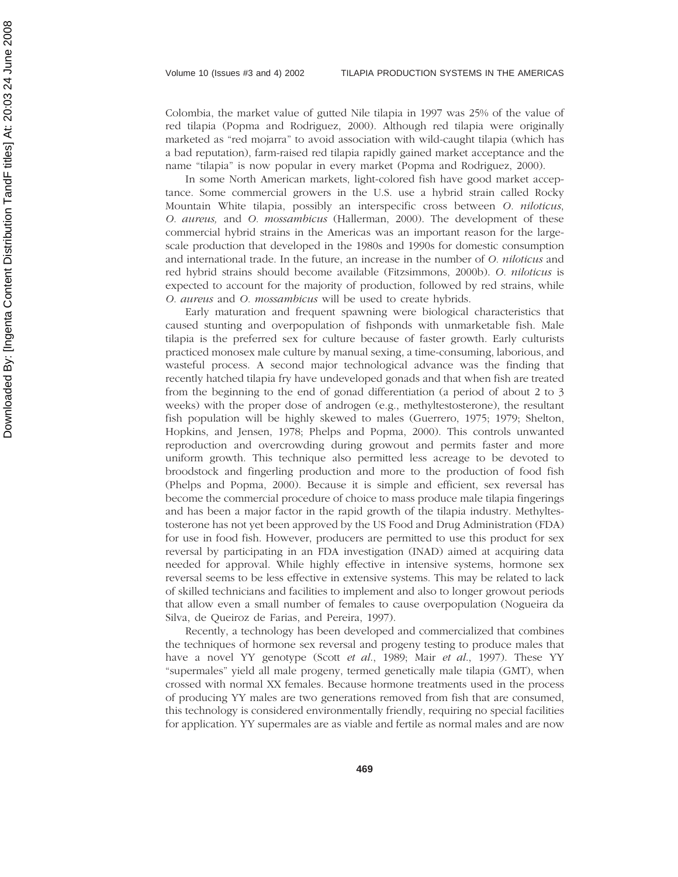Colombia, the market value of gutted Nile tilapia in 1997 was 25% of the value of red tilapia (Popma and Rodriguez, 2000). Although red tilapia were originally marketed as "red mojarra" to avoid association with wild-caught tilapia (which has a bad reputation), farm-raised red tilapia rapidly gained market acceptance and the name "tilapia" is now popular in every market (Popma and Rodriguez, 2000).

In some North American markets, light-colored fish have good market acceptance. Some commercial growers in the U.S. use a hybrid strain called Rocky Mountain White tilapia, possibly an interspecific cross between *O. niloticus*, *O. aureus,* and *O. mossambicus* (Hallerman, 2000). The development of these commercial hybrid strains in the Americas was an important reason for the large-scale production that developed in the 1980s and 1990s for domestic consumption and international trade. In the future, an increase in the number of *O. niloticus* and red hybrid strains should become available (Fitzsimmons, 2000b). *O. niloticus* is expected to account for the majority of production, followed by red strains, while *O. aureus* and *O. mossambicus* will be used to create hybrids.

Early maturation and frequent spawning were biological characteristics that caused stunting and overpopulation of fishponds with unmarketable fish. Male tilapia is the preferred sex for culture because of faster growth. Early culturists practiced monosex male culture by manual sexing, a time-consuming, laborious, and wasteful process. A second major technological advance was the finding that recently hatched tilapia fry have undeveloped gonads and that when fish are treated from the beginning to the end of gonad differentiation (a period of about 2 to 3 weeks) with the proper dose of androgen (e.g., methyltestosterone), the resultant fish population will be highly skewed to males (Guerrero, 1975; 1979; Shelton, Hopkins, and Jensen, 1978; Phelps and Popma, 2000). This controls unwanted reproduction and overcrowding during growout and permits faster and more uniform growth. This technique also permitted less acreage to be devoted to broodstock and fingerling production and more to the production of food fish (Phelps and Popma, 2000). Because it is simple and efficient, sex reversal has become the commercial procedure of choice to mass produce male tilapia fingerings and has been a major factor in the rapid growth of the tilapia industry. Methyltestosterone has not yet been approved by the US Food and Drug Administration (FDA) for use in food fish. However, producers are permitted to use this product for sex reversal by participating in an FDA investigation (INAD) aimed at acquiring data needed for approval. While highly effective in intensive systems, hormone sex reversal seems to be less effective in extensive systems. This may be related to lack of skilled technicians and facilities to implement and also to longer growout periods that allow even a small number of females to cause overpopulation (Nogueira da Silva, de Queiroz de Farias, and Pereira, 1997).

Recently, a technology has been developed and commercialized that combines the techniques of hormone sex reversal and progeny testing to produce males that have a novel YY genotype (Scott *et al.*, 1989; Mair *et al.*, 1997). These YY "supermales" yield all male progeny, termed genetically male tilapia (GMT), when crossed with normal XX females. Because hormone treatments used in the process of producing YY males are two generations removed from fish that are consumed, this technology is considered environmentally friendly, requiring no special facilities for application. YY supermales are as viable and fertile as normal males and are now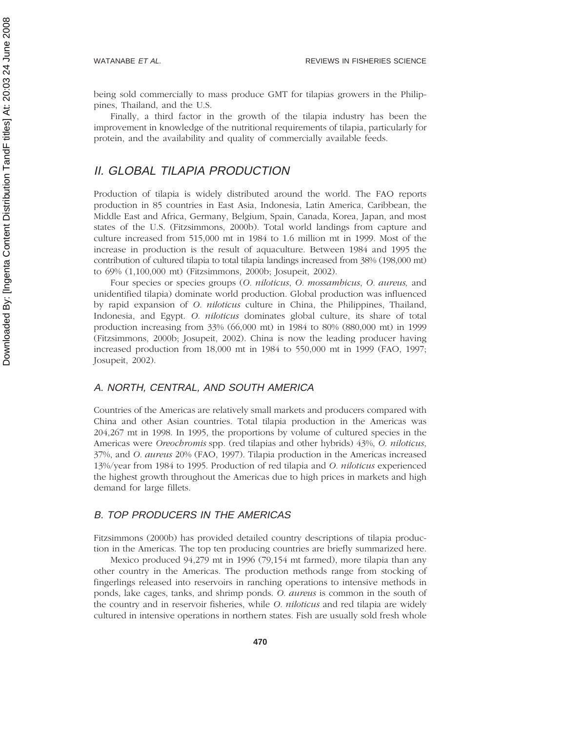being sold commercially to mass produce GMT for tilapias growers in the Philippines, Thailand, and the U.S.

Finally, a third factor in the growth of the tilapia industry has been the improvement in knowledge of the nutritional requirements of tilapia, particularly for protein, and the availability and quality of commercially available feeds.

## *II. GLOBAL TILAPIA PRODUCTION*

Production of tilapia is widely distributed around the world. The FAO reports production in 85 countries in East Asia, Indonesia, Latin America, Caribbean, the Middle East and Africa, Germany, Belgium, Spain, Canada, Korea, Japan, and most states of the U.S. (Fitzsimmons, 2000b). Total world landings from capture and culture increased from 515,000 mt in 1984 to 1.6 million mt in 1999. Most of the increase in production is the result of aquaculture. Between 1984 and 1995 the contribution of cultured tilapia to total tilapia landings increased from 38% (198,000 mt) to 69% (1,100,000 mt) (Fitzsimmons, 2000b; Josupeit, 2002).

Four species or species groups (*O. niloticus*, *O. mossambicus*, *O. aureus,* and unidentified tilapia) dominate world production. Global production was influenced by rapid expansion of *O. niloticus* culture in China, the Philippines, Thailand, Indonesia, and Egypt. *O. niloticus* dominates global culture, its share of total production increasing from 33% (66,000 mt) in 1984 to 80% (880,000 mt) in 1999 (Fitzsimmons, 2000b; Josupeit, 2002). China is now the leading producer having increased production from 18,000 mt in 1984 to 550,000 mt in 1999 (FAO, 1997; Josupeit, 2002).

### *A. NORTH, CENTRAL, AND SOUTH AMERICA*

Countries of the Americas are relatively small markets and producers compared with China and other Asian countries. Total tilapia production in the Americas was 204,267 mt in 1998. In 1995, the proportions by volume of cultured species in the Americas were *Oreochromis* spp. (red tilapias and other hybrids) 43%, *O. niloticus*, 37%, and *O. aureus* 20% (FAO, 1997). Tilapia production in the Americas increased 13%/year from 1984 to 1995. Production of red tilapia and *O. niloticus* experienced the highest growth throughout the Americas due to high prices in markets and high demand for large fillets.

### *B. TOP PRODUCERS IN THE AMERICAS*

Fitzsimmons (2000b) has provided detailed country descriptions of tilapia production in the Americas. The top ten producing countries are briefly summarized here.

Mexico produced 94,279 mt in 1996 (79,154 mt farmed), more tilapia than any other country in the Americas. The production methods range from stocking of fingerlings released into reservoirs in ranching operations to intensive methods in ponds, lake cages, tanks, and shrimp ponds. *O. aureus* is common in the south of the country and in reservoir fisheries, while *O. niloticus* and red tilapia are widely cultured in intensive operations in northern states. Fish are usually sold fresh whole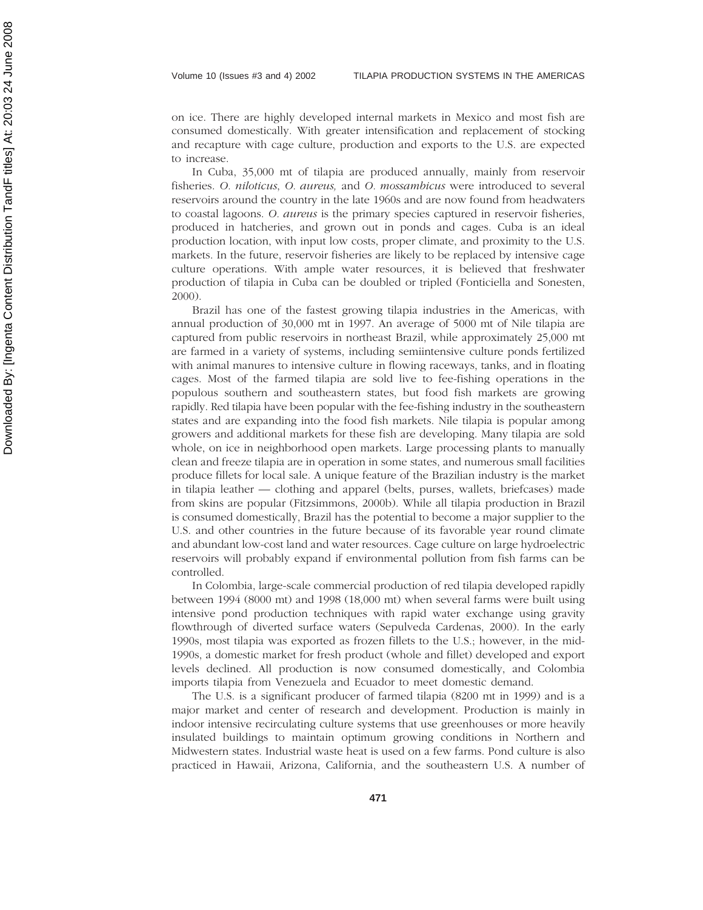on ice. There are highly developed internal markets in Mexico and most fish are consumed domestically. With greater intensification and replacement of stocking and recapture with cage culture, production and exports to the U.S. are expected to increase.

In Cuba, 35,000 mt of tilapia are produced annually, mainly from reservoir fisheries. *O. niloticus*, *O. aureus,* and *O. mossambicus* were introduced to several reservoirs around the country in the late 1960s and are now found from headwaters to coastal lagoons. *O. aureus* is the primary species captured in reservoir fisheries, produced in hatcheries, and grown out in ponds and cages. Cuba is an ideal production location, with input low costs, proper climate, and proximity to the U.S. markets. In the future, reservoir fisheries are likely to be replaced by intensive cage culture operations. With ample water resources, it is believed that freshwater production of tilapia in Cuba can be doubled or tripled (Fonticiella and Sonesten, 2000).

Brazil has one of the fastest growing tilapia industries in the Americas, with annual production of 30,000 mt in 1997. An average of 5000 mt of Nile tilapia are captured from public reservoirs in northeast Brazil, while approximately 25,000 mt are farmed in a variety of systems, including semiintensive culture ponds fertilized with animal manures to intensive culture in flowing raceways, tanks, and in floating cages. Most of the farmed tilapia are sold live to fee-fishing operations in the populous southern and southeastern states, but food fish markets are growing rapidly. Red tilapia have been popular with the fee-fishing industry in the southeastern states and are expanding into the food fish markets. Nile tilapia is popular among growers and additional markets for these fish are developing. Many tilapia are sold whole, on ice in neighborhood open markets. Large processing plants to manually clean and freeze tilapia are in operation in some states, and numerous small facilities produce fillets for local sale. A unique feature of the Brazilian industry is the market in tilapia leather — clothing and apparel (belts, purses, wallets, briefcases) made from skins are popular (Fitzsimmons, 2000b). While all tilapia production in Brazil is consumed domestically, Brazil has the potential to become a major supplier to the U.S. and other countries in the future because of its favorable year round climate and abundant low-cost land and water resources. Cage culture on large hydroelectric reservoirs will probably expand if environmental pollution from fish farms can be controlled.

In Colombia, large-scale commercial production of red tilapia developed rapidly between 1994 (8000 mt) and 1998 (18,000 mt) when several farms were built using intensive pond production techniques with rapid water exchange using gravity flowthrough of diverted surface waters (Sepulveda Cardenas, 2000). In the early 1990s, most tilapia was exported as frozen fillets to the U.S.; however, in the mid-1990s, a domestic market for fresh product (whole and fillet) developed and export levels declined. All production is now consumed domestically, and Colombia imports tilapia from Venezuela and Ecuador to meet domestic demand.

The U.S. is a significant producer of farmed tilapia (8200 mt in 1999) and is a major market and center of research and development. Production is mainly in indoor intensive recirculating culture systems that use greenhouses or more heavily insulated buildings to maintain optimum growing conditions in Northern and Midwestern states. Industrial waste heat is used on a few farms. Pond culture is also practiced in Hawaii, Arizona, California, and the southeastern U.S. A number of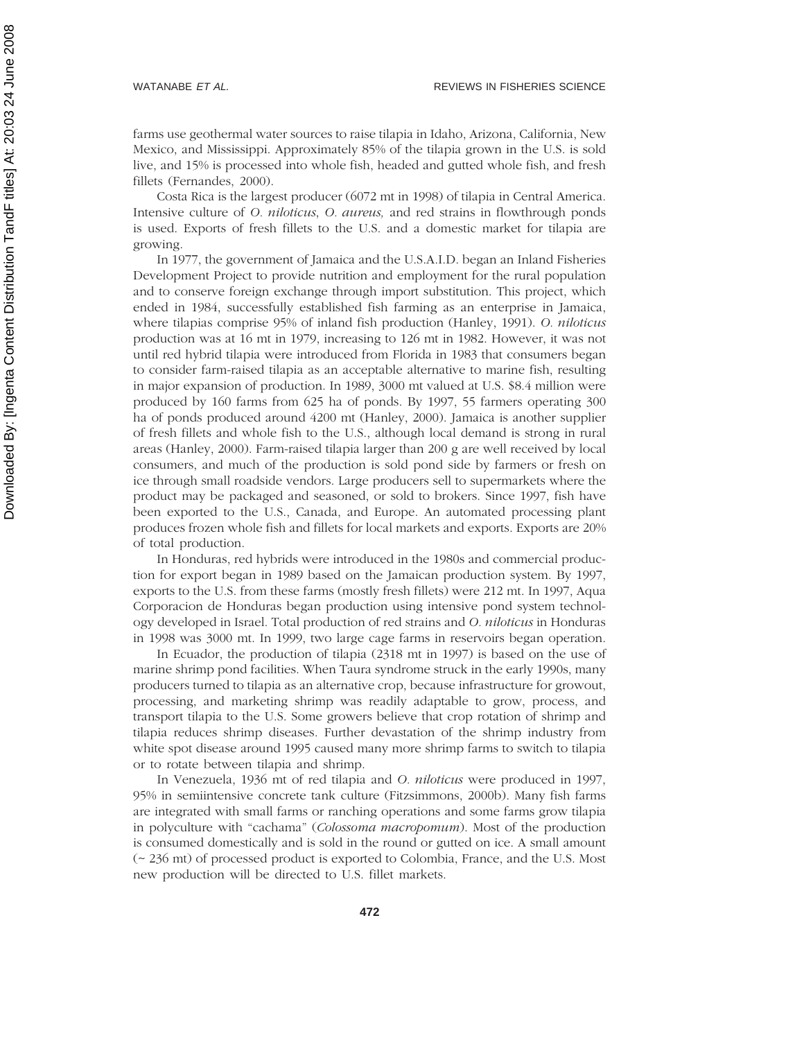farms use geothermal water sources to raise tilapia in Idaho, Arizona, California, New Mexico, and Mississippi. Approximately 85% of the tilapia grown in the U.S. is sold live, and 15% is processed into whole fish, headed and gutted whole fish, and fresh fillets (Fernandes, 2000).

Costa Rica is the largest producer (6072 mt in 1998) of tilapia in Central America. Intensive culture of *O. niloticus*, *O. aureus,* and red strains in flowthrough ponds is used. Exports of fresh fillets to the U.S. and a domestic market for tilapia are growing.

In 1977, the government of Jamaica and the U.S.A.I.D. began an Inland Fisheries Development Project to provide nutrition and employment for the rural population and to conserve foreign exchange through import substitution. This project, which ended in 1984, successfully established fish farming as an enterprise in Jamaica, where tilapias comprise 95% of inland fish production (Hanley, 1991). *O. niloticus* production was at 16 mt in 1979, increasing to 126 mt in 1982. However, it was not until red hybrid tilapia were introduced from Florida in 1983 that consumers began to consider farm-raised tilapia as an acceptable alternative to marine fish, resulting in major expansion of production. In 1989, 3000 mt valued at U.S. $8.4 million were produced by 160 farms from 625 ha of ponds. By 1997, 55 farmers operating 300 ha of ponds produced around 4200 mt (Hanley, 2000). Jamaica is another supplier of fresh fillets and whole fish to the U.S., although local demand is strong in rural areas (Hanley, 2000). Farm-raised tilapia larger than 200 g are well received by local consumers, and much of the production is sold pond side by farmers or fresh on ice through small roadside vendors. Large producers sell to supermarkets where the product may be packaged and seasoned, or sold to brokers. Since 1997, fish have been exported to the U.S., Canada, and Europe. An automated processing plant produces frozen whole fish and fillets for local markets and exports. Exports are 20% of total production.

In Honduras, red hybrids were introduced in the 1980s and commercial production for export began in 1989 based on the Jamaican production system. By 1997, exports to the U.S. from these farms (mostly fresh fillets) were 212 mt. In 1997, Aqua Corporacion de Honduras began production using intensive pond system technology developed in Israel. Total production of red strains and *O. niloticus* in Honduras in 1998 was 3000 mt. In 1999, two large cage farms in reservoirs began operation.

In Ecuador, the production of tilapia (2318 mt in 1997) is based on the use of marine shrimp pond facilities. When Taura syndrome struck in the early 1990s, many producers turned to tilapia as an alternative crop, because infrastructure for growout, processing, and marketing shrimp was readily adaptable to grow, process, and transport tilapia to the U.S. Some growers believe that crop rotation of shrimp and tilapia reduces shrimp diseases. Further devastation of the shrimp industry from white spot disease around 1995 caused many more shrimp farms to switch to tilapia or to rotate between tilapia and shrimp.

In Venezuela, 1936 mt of red tilapia and *O. niloticus* were produced in 1997, 95% in semiintensive concrete tank culture (Fitzsimmons, 2000b). Many fish farms are integrated with small farms or ranching operations and some farms grow tilapia in polyculture with "cachama" (*Colossoma macropomum*). Most of the production is consumed domestically and is sold in the round or gutted on ice. A small amount (~ 236 mt) of processed product is exported to Colombia, France, and the U.S. Most new production will be directed to U.S. fillet markets.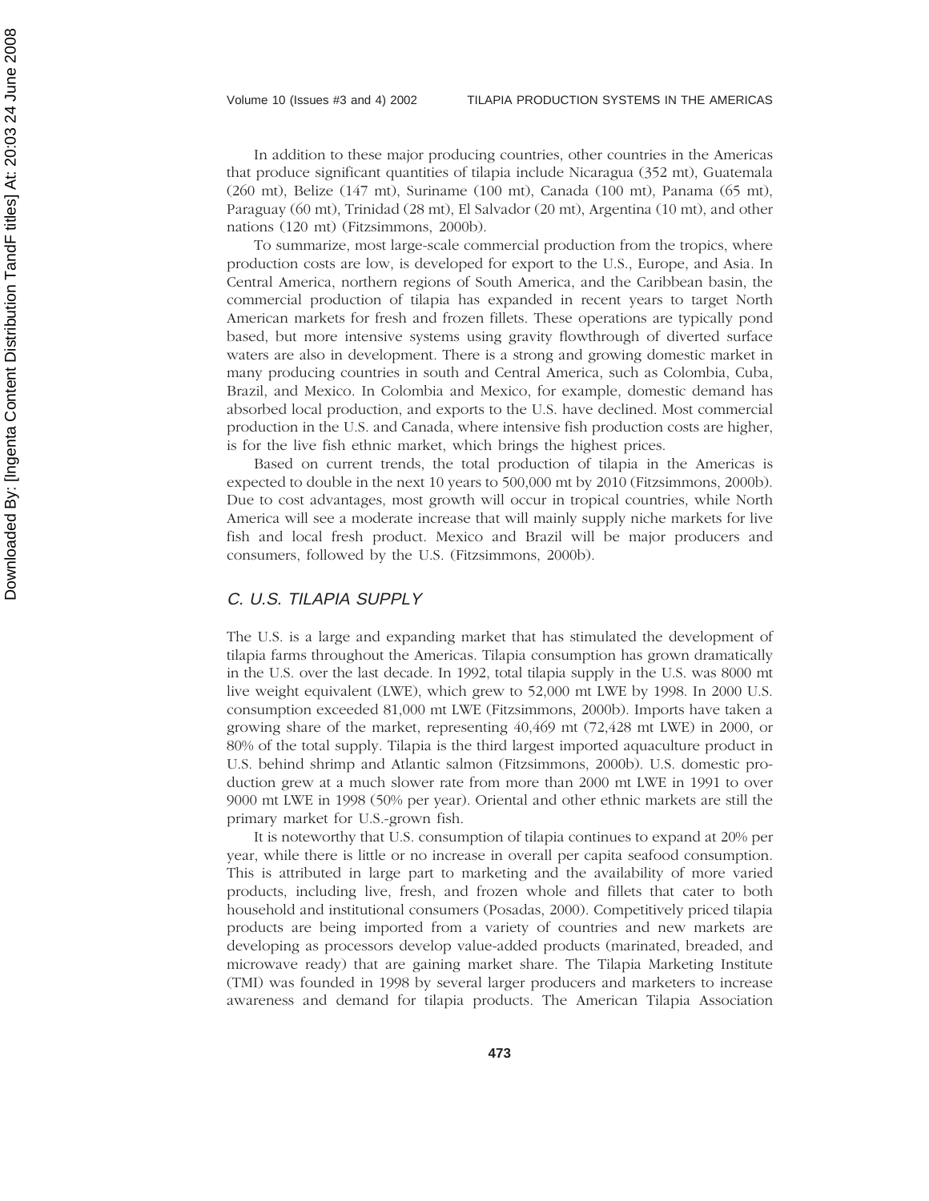In addition to these major producing countries, other countries in the Americas that produce significant quantities of tilapia include Nicaragua (352 mt), Guatemala (260 mt), Belize (147 mt), Suriname (100 mt), Canada (100 mt), Panama (65 mt), Paraguay (60 mt), Trinidad (28 mt), El Salvador (20 mt), Argentina (10 mt), and other nations (120 mt) (Fitzsimmons, 2000b).

To summarize, most large-scale commercial production from the tropics, where production costs are low, is developed for export to the U.S., Europe, and Asia. In Central America, northern regions of South America, and the Caribbean basin, the commercial production of tilapia has expanded in recent years to target North American markets for fresh and frozen fillets. These operations are typically pond based, but more intensive systems using gravity flowthrough of diverted surface waters are also in development. There is a strong and growing domestic market in many producing countries in south and Central America, such as Colombia, Cuba, Brazil, and Mexico. In Colombia and Mexico, for example, domestic demand has absorbed local production, and exports to the U.S. have declined. Most commercial production in the U.S. and Canada, where intensive fish production costs are higher, is for the live fish ethnic market, which brings the highest prices.

Based on current trends, the total production of tilapia in the Americas is expected to double in the next 10 years to 500,000 mt by 2010 (Fitzsimmons, 2000b). Due to cost advantages, most growth will occur in tropical countries, while North America will see a moderate increase that will mainly supply niche markets for live fish and local fresh product. Mexico and Brazil will be major producers and consumers, followed by the U.S. (Fitzsimmons, 2000b).

## *C. U.S. TILAPIA SUPPLY*

The U.S. is a large and expanding market that has stimulated the development of tilapia farms throughout the Americas. Tilapia consumption has grown dramatically in the U.S. over the last decade. In 1992, total tilapia supply in the U.S. was 8000 mt live weight equivalent (LWE), which grew to 52,000 mt LWE by 1998. In 2000 U.S. consumption exceeded 81,000 mt LWE (Fitzsimmons, 2000b). Imports have taken a growing share of the market, representing 40,469 mt (72,428 mt LWE) in 2000, or 80% of the total supply. Tilapia is the third largest imported aquaculture product in U.S. behind shrimp and Atlantic salmon (Fitzsimmons, 2000b). U.S. domestic production grew at a much slower rate from more than 2000 mt LWE in 1991 to over 9000 mt LWE in 1998 (50% per year). Oriental and other ethnic markets are still the primary market for U.S.-grown fish.

It is noteworthy that U.S. consumption of tilapia continues to expand at 20% per year, while there is little or no increase in overall per capita seafood consumption. This is attributed in large part to marketing and the availability of more varied products, including live, fresh, and frozen whole and fillets that cater to both household and institutional consumers (Posadas, 2000). Competitively priced tilapia products are being imported from a variety of countries and new markets are developing as processors develop value-added products (marinated, breaded, and microwave ready) that are gaining market share. The Tilapia Marketing Institute (TMI) was founded in 1998 by several larger producers and marketers to increase awareness and demand for tilapia products. The American Tilapia Association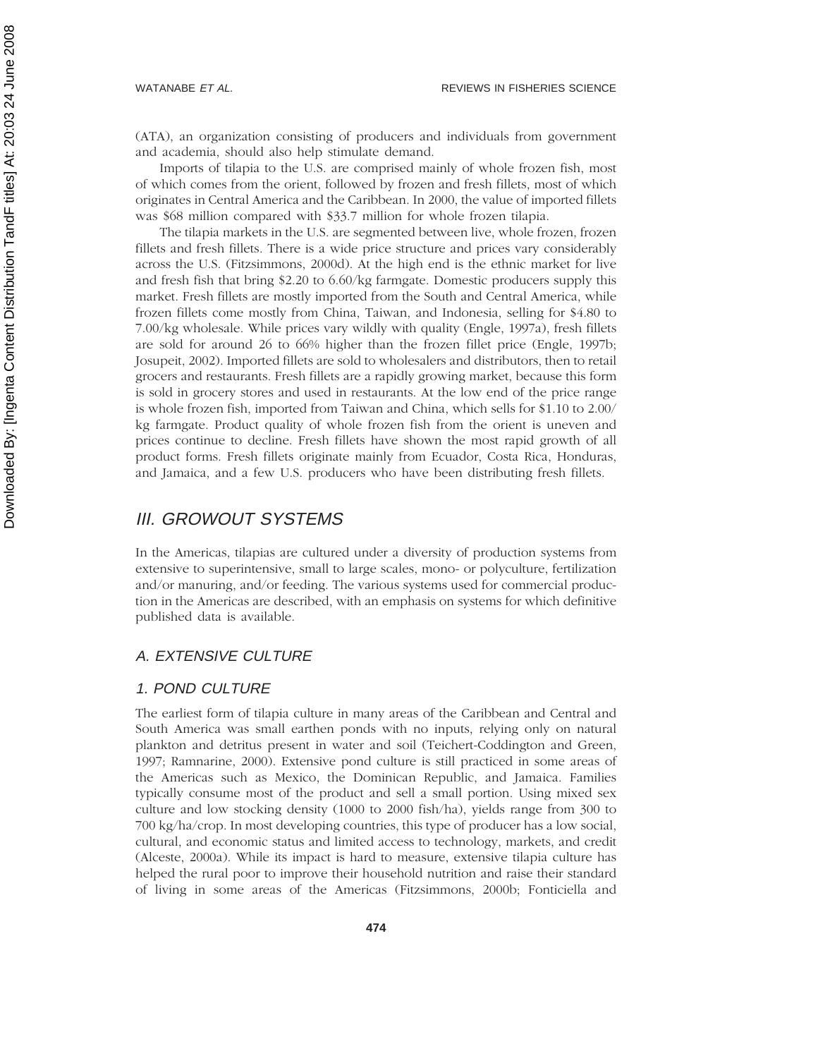(ATA), an organization consisting of producers and individuals from government and academia, should also help stimulate demand.

Imports of tilapia to the U.S. are comprised mainly of whole frozen fish, most of which comes from the orient, followed by frozen and fresh fillets, most of which originates in Central America and the Caribbean. In 2000, the value of imported fillets was $68 million compared with $33.7 million for whole frozen tilapia.

The tilapia markets in the U.S. are segmented between live, whole frozen, frozen fillets and fresh fillets. There is a wide price structure and prices vary considerably across the U.S. (Fitzsimmons, 2000d). At the high end is the ethnic market for live and fresh fish that bring $2.20 to 6.60/kg farmgate. Domestic producers supply this market. Fresh fillets are mostly imported from the South and Central America, while frozen fillets come mostly from China, Taiwan, and Indonesia, selling for $4.80 to 7.00/kg wholesale. While prices vary wildly with quality (Engle, 1997a), fresh fillets are sold for around 26 to 66% higher than the frozen fillet price (Engle, 1997b; Josupeit, 2002). Imported fillets are sold to wholesalers and distributors, then to retail grocers and restaurants. Fresh fillets are a rapidly growing market, because this form is sold in grocery stores and used in restaurants. At the low end of the price range is whole frozen fish, imported from Taiwan and China, which sells for $1.10 to 2.00/kg farmgate. Product quality of whole frozen fish from the orient is uneven and prices continue to decline. Fresh fillets have shown the most rapid growth of all product forms. Fresh fillets originate mainly from Ecuador, Costa Rica, Honduras, and Jamaica, and a few U.S. producers who have been distributing fresh fillets.

## III. GROWOUT SYSTEMS

In the Americas, tilapias are cultured under a diversity of production systems from extensive to superintensive, small to large scales, mono- or polyculture, fertilization and/or manuring, and/or feeding. The various systems used for commercial production in the Americas are described, with an emphasis on systems for which definitive published data is available.

### A. EXTENSIVE CULTURE

#### 1. POND CULTURE

The earliest form of tilapia culture in many areas of the Caribbean and Central and South America was small earthen ponds with no inputs, relying only on natural plankton and detritus present in water and soil (Teichert-Coddington and Green, 1997; Ramnarine, 2000). Extensive pond culture is still practiced in some areas of the Americas such as Mexico, the Dominican Republic, and Jamaica. Families typically consume most of the product and sell a small portion. Using mixed sex culture and low stocking density (1000 to 2000 fish/ha), yields range from 300 to 700 kg/ha/crop. In most developing countries, this type of producer has a low social, cultural, and economic status and limited access to technology, markets, and credit (Alceste, 2000a). While its impact is hard to measure, extensive tilapia culture has helped the rural poor to improve their household nutrition and raise their standard of living in some areas of the Americas (Fitzsimmons, 2000b; Fonticiella and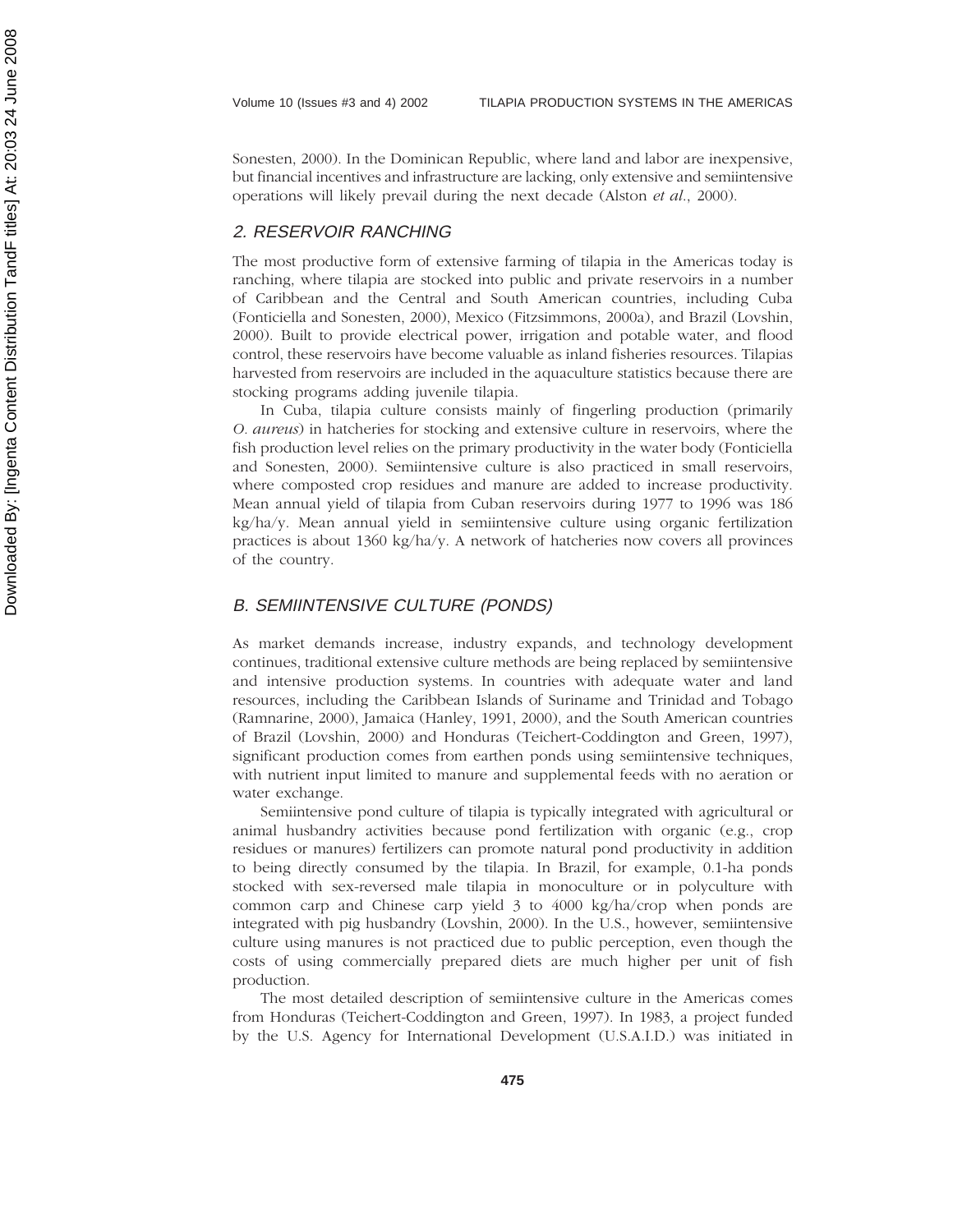Sonesten, 2000). In the Dominican Republic, where land and labor are inexpensive, but financial incentives and infrastructure are lacking, only extensive and semiintensive operations will likely prevail during the next decade (Alston *et al*., 2000).

### *2. RESERVOIR RANCHING*

The most productive form of extensive farming of tilapia in the Americas today is ranching, where tilapia are stocked into public and private reservoirs in a number of Caribbean and the Central and South American countries, including Cuba (Fonticiella and Sonesten, 2000), Mexico (Fitzsimmons, 2000a), and Brazil (Lovshin, 2000). Built to provide electrical power, irrigation and potable water, and flood control, these reservoirs have become valuable as inland fisheries resources. Tilapias harvested from reservoirs are included in the aquaculture statistics because there are stocking programs adding juvenile tilapia.

In Cuba, tilapia culture consists mainly of fingerling production (primarily *O. aureus*) in hatcheries for stocking and extensive culture in reservoirs, where the fish production level relies on the primary productivity in the water body (Fonticiella and Sonesten, 2000). Semiintensive culture is also practiced in small reservoirs, where composted crop residues and manure are added to increase productivity. Mean annual yield of tilapia from Cuban reservoirs during 1977 to 1996 was 186 kg/ha/y. Mean annual yield in semiintensive culture using organic fertilization practices is about 1360 kg/ha/y. A network of hatcheries now covers all provinces of the country.

## *B. SEMIINTENSIVE CULTURE (PONDS)*

As market demands increase, industry expands, and technology development continues, traditional extensive culture methods are being replaced by semiintensive and intensive production systems. In countries with adequate water and land resources, including the Caribbean Islands of Suriname and Trinidad and Tobago (Ramnarine, 2000), Jamaica (Hanley, 1991, 2000), and the South American countries of Brazil (Lovshin, 2000) and Honduras (Teichert-Coddington and Green, 1997), significant production comes from earthen ponds using semiintensive techniques, with nutrient input limited to manure and supplemental feeds with no aeration or water exchange.

Semiintensive pond culture of tilapia is typically integrated with agricultural or animal husbandry activities because pond fertilization with organic (e.g., crop residues or manures) fertilizers can promote natural pond productivity in addition to being directly consumed by the tilapia. In Brazil, for example, 0.1-ha ponds stocked with sex-reversed male tilapia in monoculture or in polyculture with common carp and Chinese carp yield 3 to 4000 kg/ha/crop when ponds are integrated with pig husbandry (Lovshin, 2000). In the U.S., however, semiintensive culture using manures is not practiced due to public perception, even though the costs of using commercially prepared diets are much higher per unit of fish production.

The most detailed description of semiintensive culture in the Americas comes from Honduras (Teichert-Coddington and Green, 1997). In 1983, a project funded by the U.S. Agency for International Development (U.S.A.I.D.) was initiated in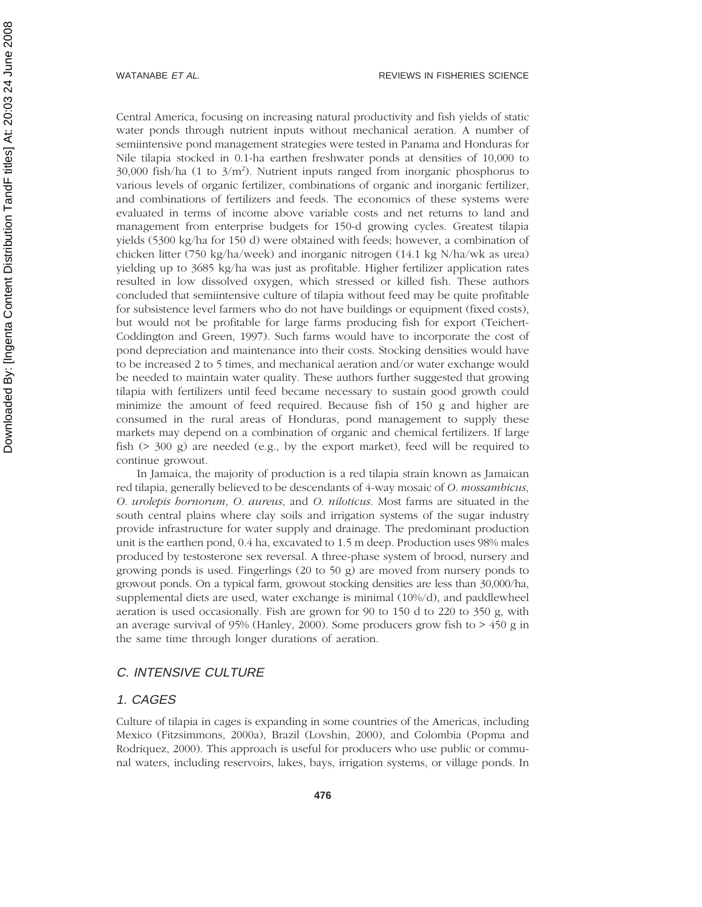Central America, focusing on increasing natural productivity and fish yields of static water ponds through nutrient inputs without mechanical aeration. A number of semiintensive pond management strategies were tested in Panama and Honduras for Nile tilapia stocked in 0.1-ha earthen freshwater ponds at densities of 10,000 to 30,000 fish/ha (1 to 3/m$^2$). Nutrient inputs ranged from inorganic phosphorus to various levels of organic fertilizer, combinations of organic and inorganic fertilizer, and combinations of fertilizers and feeds. The economics of these systems were evaluated in terms of income above variable costs and net returns to land and management from enterprise budgets for 150-d growing cycles. Greatest tilapia yields (5300 kg/ha for 150 d) were obtained with feeds; however, a combination of chicken litter (750 kg/ha/week) and inorganic nitrogen (14.1 kg N/ha/wk as urea) yielding up to 3685 kg/ha was just as profitable. Higher fertilizer application rates resulted in low dissolved oxygen, which stressed or killed fish. These authors concluded that semiintensive culture of tilapia without feed may be quite profitable for subsistence level farmers who do not have buildings or equipment (fixed costs), but would not be profitable for large farms producing fish for export (Teichert-Coddington and Green, 1997). Such farms would have to incorporate the cost of pond depreciation and maintenance into their costs. Stocking densities would have to be increased 2 to 5 times, and mechanical aeration and/or water exchange would be needed to maintain water quality. These authors further suggested that growing tilapia with fertilizers until feed became necessary to sustain good growth could minimize the amount of feed required. Because fish of 150 g and higher are consumed in the rural areas of Honduras, pond management to supply these markets may depend on a combination of organic and chemical fertilizers. If large fish (> 300 g) are needed (e.g., by the export market), feed will be required to continue growout.

In Jamaica, the majority of production is a red tilapia strain known as Jamaican red tilapia, generally believed to be descendants of 4-way mosaic of *O. mossambicus*, *O. urolepis hornorum*, *O. aureus*, and *O. niloticus*. Most farms are situated in the south central plains where clay soils and irrigation systems of the sugar industry provide infrastructure for water supply and drainage. The predominant production unit is the earthen pond, 0.4 ha, excavated to 1.5 m deep. Production uses 98% males produced by testosterone sex reversal. A three-phase system of brood, nursery and growing ponds is used. Fingerlings (20 to 50 g) are moved from nursery ponds to growout ponds. On a typical farm, growout stocking densities are less than 30,000/ha, supplemental diets are used, water exchange is minimal (10%/d), and paddlewheel aeration is used occasionally. Fish are grown for 90 to 150 d to 220 to 350 g, with an average survival of 95% (Hanley, 2000). Some producers grow fish to > 450 g in the same time through longer durations of aeration.

## C. INTENSIVE CULTURE

### 1. CAGES

Culture of tilapia in cages is expanding in some countries of the Americas, including Mexico (Fitzsimmons, 2000a), Brazil (Lovshin, 2000), and Colombia (Popma and Rodriquez, 2000). This approach is useful for producers who use public or communal waters, including reservoirs, lakes, bays, irrigation systems, or village ponds. In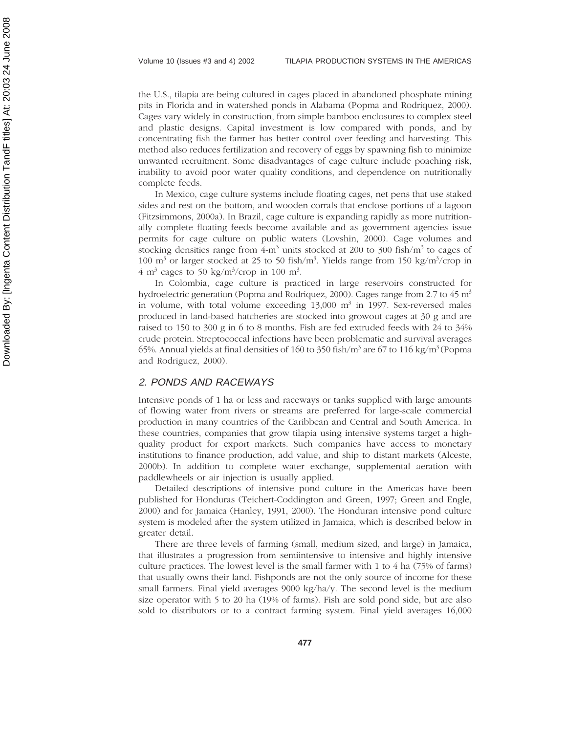the U.S., tilapia are being cultured in cages placed in abandoned phosphate mining pits in Florida and in watershed ponds in Alabama (Popma and Rodriquez, 2000). Cages vary widely in construction, from simple bamboo enclosures to complex steel and plastic designs. Capital investment is low compared with ponds, and by concentrating fish the farmer has better control over feeding and harvesting. This method also reduces fertilization and recovery of eggs by spawning fish to minimize unwanted recruitment. Some disadvantages of cage culture include poaching risk, inability to avoid poor water quality conditions, and dependence on nutritionally complete feeds.

In Mexico, cage culture systems include floating cages, net pens that use staked sides and rest on the bottom, and wooden corrals that enclose portions of a lagoon (Fitzsimmons, 2000a). In Brazil, cage culture is expanding rapidly as more nutritionally complete floating feeds become available and as government agencies issue permits for cage culture on public waters (Lovshin, 2000). Cage volumes and stocking densities range from 4-$m^3$ units stocked at 200 to 300 fish/$m^3$ to cages of 100 $m^3$ or larger stocked at 25 to 50 fish/$m^3$. Yields range from 150 kg/$m^3$/crop in 4 $m^3$ cages to 50 kg/$m^3$/crop in 100 $m^3$.

In Colombia, cage culture is practiced in large reservoirs constructed for hydroelectric generation (Popma and Rodriquez, 2000). Cages range from 2.7 to 45 $m^3$ in volume, with total volume exceeding 13,000 $m^3$ in 1997. Sex-reversed males produced in land-based hatcheries are stocked into growout cages at 30 g and are raised to 150 to 300 g in 6 to 8 months. Fish are fed extruded feeds with 24 to 34% crude protein. Streptococcal infections have been problematic and survival averages 65%. Annual yields at final densities of 160 to 350 fish/$m^3$ are 67 to 116 kg/$m^3$ (Popma and Rodriguez, 2000).

## 2. PONDS AND RACEWAYS

Intensive ponds of 1 ha or less and raceways or tanks supplied with large amounts of flowing water from rivers or streams are preferred for large-scale commercial production in many countries of the Caribbean and Central and South America. In these countries, companies that grow tilapia using intensive systems target a high-quality product for export markets. Such companies have access to monetary institutions to finance production, add value, and ship to distant markets (Alceste, 2000b). In addition to complete water exchange, supplemental aeration with paddlewheels or air injection is usually applied.

Detailed descriptions of intensive pond culture in the Americas have been published for Honduras (Teichert-Coddington and Green, 1997; Green and Engle, 2000) and for Jamaica (Hanley, 1991, 2000). The Honduran intensive pond culture system is modeled after the system utilized in Jamaica, which is described below in greater detail.

There are three levels of farming (small, medium sized, and large) in Jamaica, that illustrates a progression from semiintensive to intensive and highly intensive culture practices. The lowest level is the small farmer with 1 to 4 ha (75% of farms) that usually owns their land. Fishponds are not the only source of income for these small farmers. Final yield averages 9000 kg/ha/y. The second level is the medium size operator with 5 to 20 ha (19% of farms). Fish are sold pond side, but are also sold to distributors or to a contract farming system. Final yield averages 16,000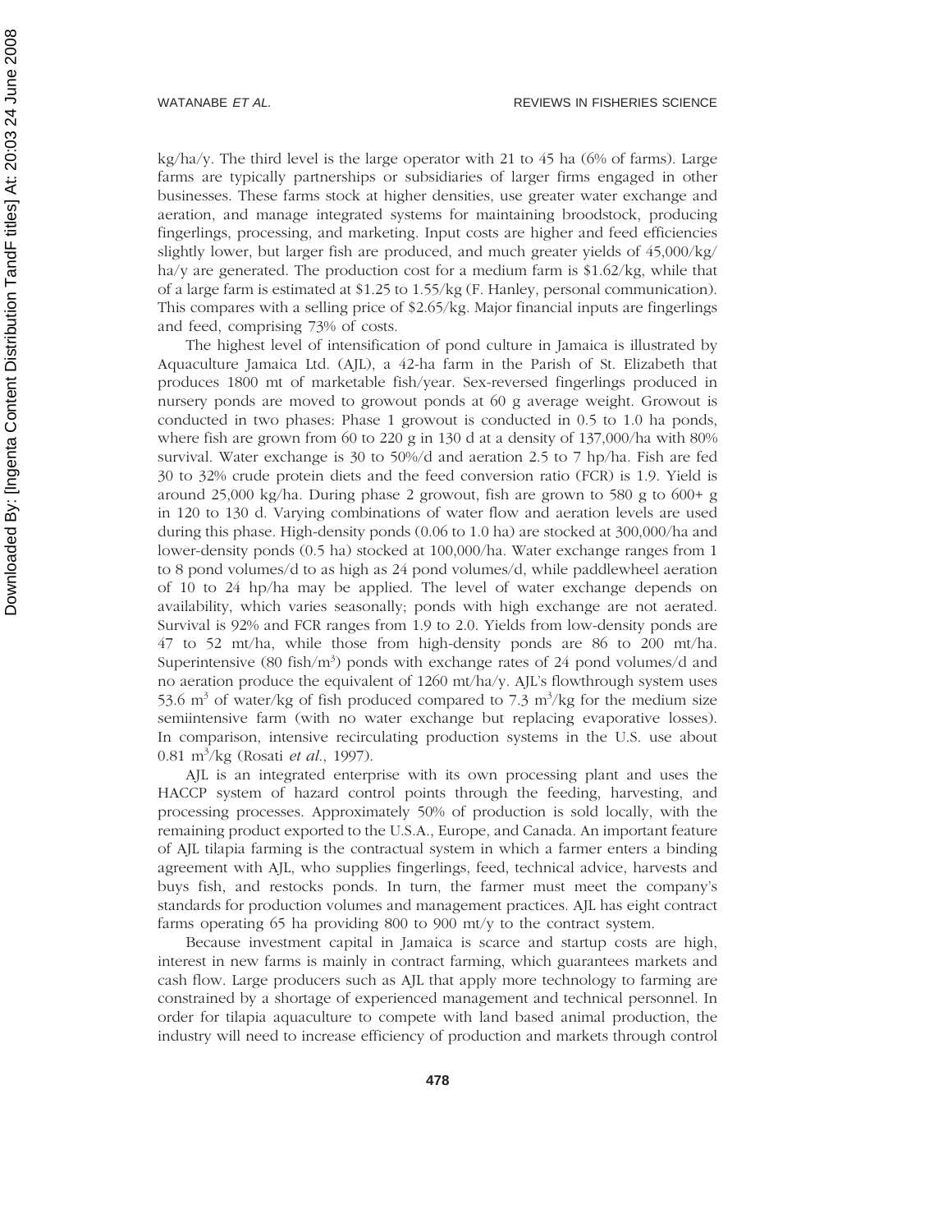kg/ha/y. The third level is the large operator with 21 to 45 ha (6% of farms). Large farms are typically partnerships or subsidiaries of larger firms engaged in other businesses. These farms stock at higher densities, use greater water exchange and aeration, and manage integrated systems for maintaining broodstock, producing fingerlings, processing, and marketing. Input costs are higher and feed efficiencies slightly lower, but larger fish are produced, and much greater yields of 45,000/kg/ha/y are generated. The production cost for a medium farm is $1.62/kg, while that of a large farm is estimated at $1.25 to 1.55/kg (F. Hanley, personal communication). This compares with a selling price of $2.65/kg. Major financial inputs are fingerlings and feed, comprising 73% of costs.

The highest level of intensification of pond culture in Jamaica is illustrated by Aquaculture Jamaica Ltd. (AJL), a 42-ha farm in the Parish of St. Elizabeth that produces 1800 mt of marketable fish/year. Sex-reversed fingerlings produced in nursery ponds are moved to growout ponds at 60 g average weight. Growout is conducted in two phases: Phase 1 growout is conducted in 0.5 to 1.0 ha ponds, where fish are grown from 60 to 220 g in 130 d at a density of 137,000/ha with 80% survival. Water exchange is 30 to 50%/d and aeration 2.5 to 7 hp/ha. Fish are fed 30 to 32% crude protein diets and the feed conversion ratio (FCR) is 1.9. Yield is around 25,000 kg/ha. During phase 2 growout, fish are grown to 580 g to 600+ g in 120 to 130 d. Varying combinations of water flow and aeration levels are used during this phase. High-density ponds (0.06 to 1.0 ha) are stocked at 300,000/ha and lower-density ponds (0.5 ha) stocked at 100,000/ha. Water exchange ranges from 1 to 8 pond volumes/d to as high as 24 pond volumes/d, while paddlewheel aeration of 10 to 24 hp/ha may be applied. The level of water exchange depends on availability, which varies seasonally; ponds with high exchange are not aerated. Survival is 92% and FCR ranges from 1.9 to 2.0. Yields from low-density ponds are 47 to 52 mt/ha, while those from high-density ponds are 86 to 200 mt/ha. Superintensive (80 fish/$m^3$) ponds with exchange rates of 24 pond volumes/d and no aeration produce the equivalent of 1260 mt/ha/y. AJL's flowthrough system uses 53.6 $m^3$ of water/kg of fish produced compared to 7.3 $m^3$/kg for the medium size semiintensive farm (with no water exchange but replacing evaporative losses). In comparison, intensive recirculating production systems in the U.S. use about 0.81 $m^3$/kg (Rosati *et al.*, 1997).

AJL is an integrated enterprise with its own processing plant and uses the HACCP system of hazard control points through the feeding, harvesting, and processing processes. Approximately 50% of production is sold locally, with the remaining product exported to the U.S.A., Europe, and Canada. An important feature of AJL tilapia farming is the contractual system in which a farmer enters a binding agreement with AJL, who supplies fingerlings, feed, technical advice, harvests and buys fish, and restocks ponds. In turn, the farmer must meet the company's standards for production volumes and management practices. AJL has eight contract farms operating 65 ha providing 800 to 900 mt/y to the contract system.

Because investment capital in Jamaica is scarce and startup costs are high, interest in new farms is mainly in contract farming, which guarantees markets and cash flow. Large producers such as AJL that apply more technology to farming are constrained by a shortage of experienced management and technical personnel. In order for tilapia aquaculture to compete with land based animal production, the industry will need to increase efficiency of production and markets through control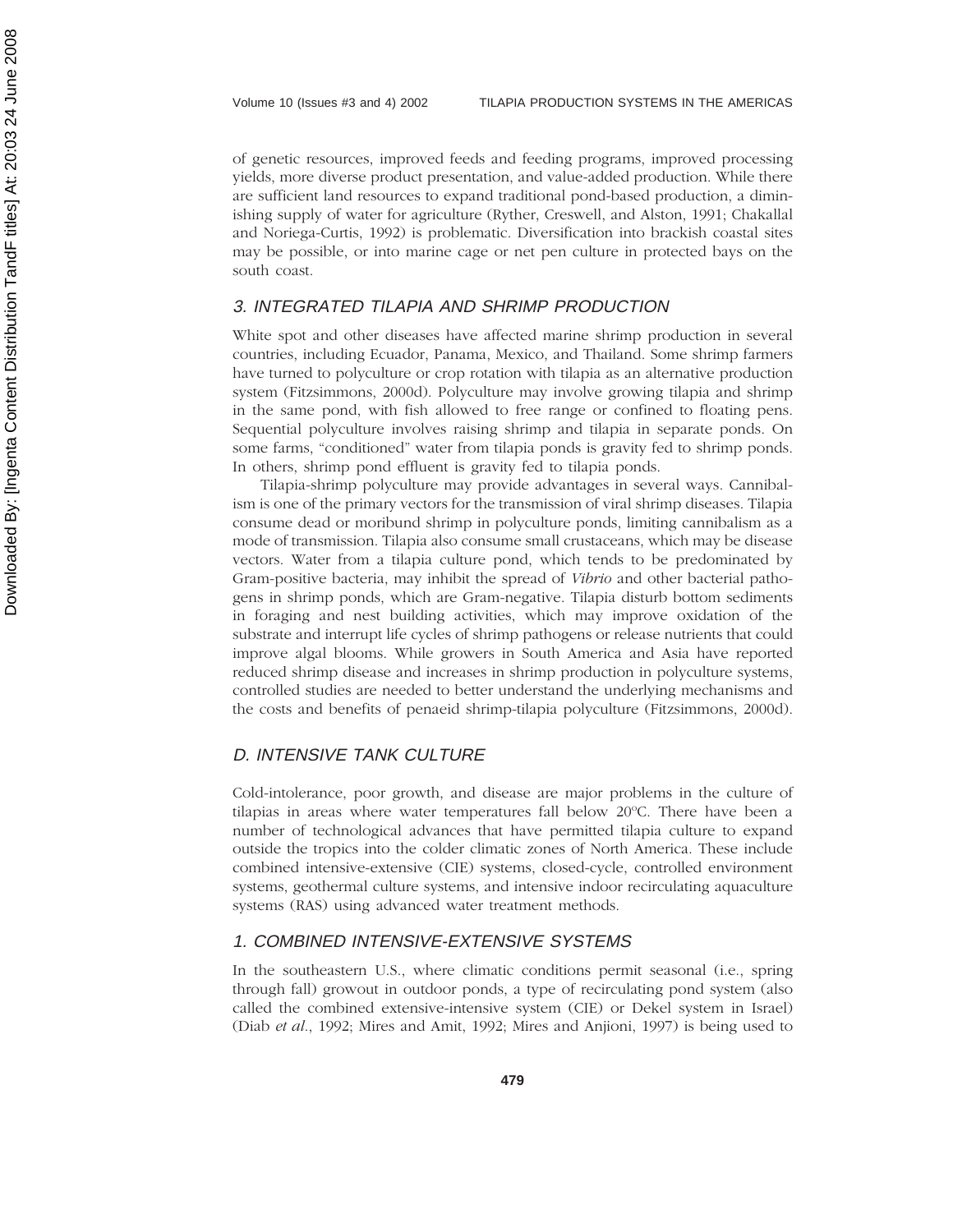of genetic resources, improved feeds and feeding programs, improved processing yields, more diverse product presentation, and value-added production. While there are sufficient land resources to expand traditional pond-based production, a diminishing supply of water for agriculture (Ryther, Creswell, and Alston, 1991; Chakallal and Noriega-Curtis, 1992) is problematic. Diversification into brackish coastal sites may be possible, or into marine cage or net pen culture in protected bays on the south coast.

### 3. INTEGRATED TILAPIA AND SHRIMP PRODUCTION

White spot and other diseases have affected marine shrimp production in several countries, including Ecuador, Panama, Mexico, and Thailand. Some shrimp farmers have turned to polyculture or crop rotation with tilapia as an alternative production system (Fitzsimmons, 2000d). Polyculture may involve growing tilapia and shrimp in the same pond, with fish allowed to free range or confined to floating pens. Sequential polyculture involves raising shrimp and tilapia in separate ponds. On some farms, "conditioned" water from tilapia ponds is gravity fed to shrimp ponds. In others, shrimp pond effluent is gravity fed to tilapia ponds.

Tilapia-shrimp polyculture may provide advantages in several ways. Cannibalism is one of the primary vectors for the transmission of viral shrimp diseases. Tilapia consume dead or moribund shrimp in polyculture ponds, limiting cannibalism as a mode of transmission. Tilapia also consume small crustaceans, which may be disease vectors. Water from a tilapia culture pond, which tends to be predominated by Gram-positive bacteria, may inhibit the spread of *Vibrio* and other bacterial pathogens in shrimp ponds, which are Gram-negative. Tilapia disturb bottom sediments in foraging and nest building activities, which may improve oxidation of the substrate and interrupt life cycles of shrimp pathogens or release nutrients that could improve algal blooms. While growers in South America and Asia have reported reduced shrimp disease and increases in shrimp production in polyculture systems, controlled studies are needed to better understand the underlying mechanisms and the costs and benefits of penaeid shrimp-tilapia polyculture (Fitzsimmons, 2000d).

## D. INTENSIVE TANK CULTURE

Cold-intolerance, poor growth, and disease are major problems in the culture of tilapias in areas where water temperatures fall below 20°C. There have been a number of technological advances that have permitted tilapia culture to expand outside the tropics into the colder climatic zones of North America. These include combined intensive-extensive (CIE) systems, closed-cycle, controlled environment systems, geothermal culture systems, and intensive indoor recirculating aquaculture systems (RAS) using advanced water treatment methods.

### 1. COMBINED INTENSIVE-EXTENSIVE SYSTEMS

In the southeastern U.S., where climatic conditions permit seasonal (i.e., spring through fall) growout in outdoor ponds, a type of recirculating pond system (also called the combined extensive-intensive system (CIE) or Dekel system in Israel) (Diab *et al*., 1992; Mires and Amit, 1992; Mires and Anjioni, 1997) is being used to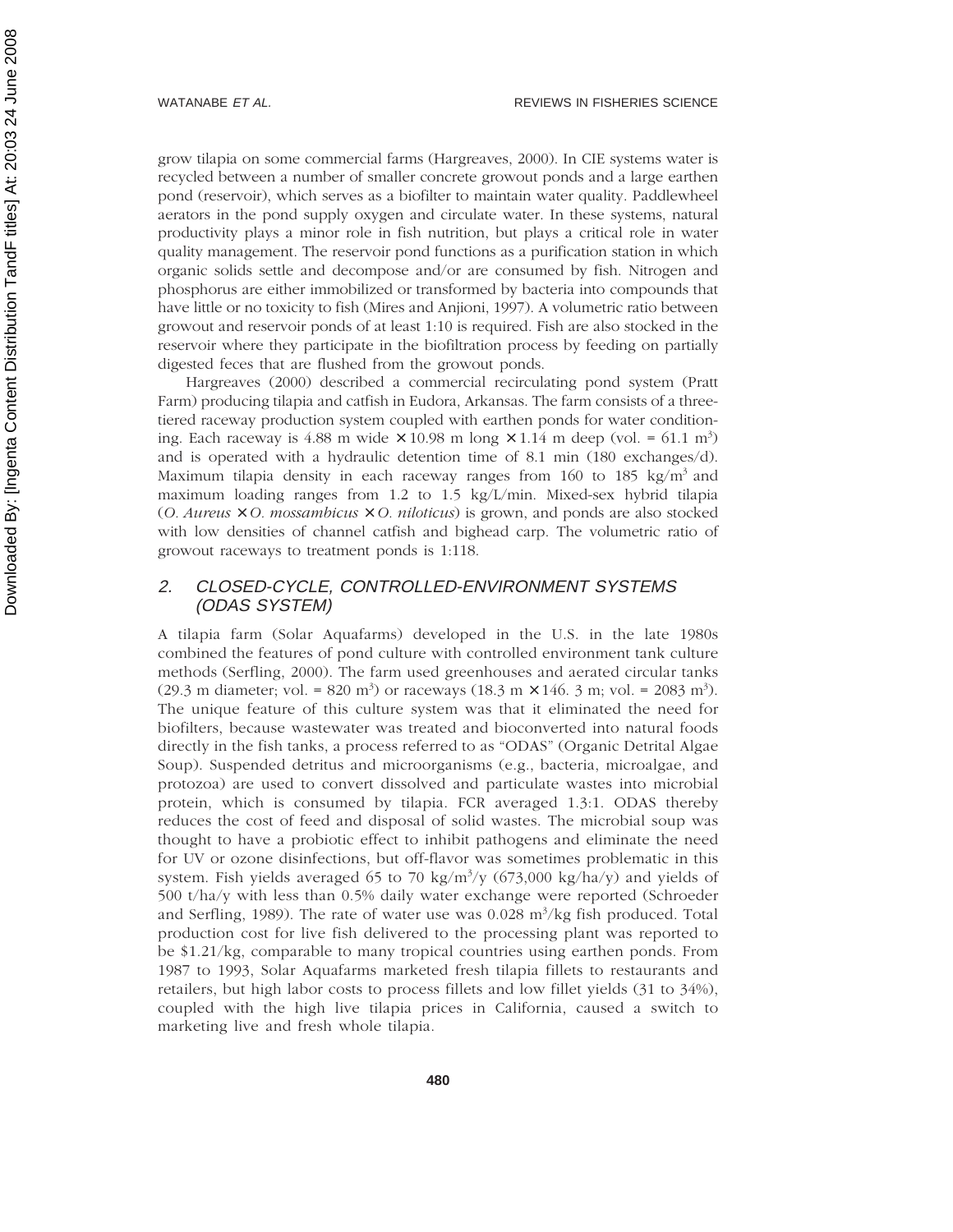grow tilapia on some commercial farms (Hargreaves, 2000). In CIE systems water is recycled between a number of smaller concrete growout ponds and a large earthen pond (reservoir), which serves as a biofilter to maintain water quality. Paddlewheel aerators in the pond supply oxygen and circulate water. In these systems, natural productivity plays a minor role in fish nutrition, but plays a critical role in water quality management. The reservoir pond functions as a purification station in which organic solids settle and decompose and/or are consumed by fish. Nitrogen and phosphorus are either immobilized or transformed by bacteria into compounds that have little or no toxicity to fish (Mires and Anjioni, 1997). A volumetric ratio between growout and reservoir ponds of at least 1:10 is required. Fish are also stocked in the reservoir where they participate in the biofiltration process by feeding on partially digested feces that are flushed from the growout ponds.

Hargreaves (2000) described a commercial recirculating pond system (Pratt Farm) producing tilapia and catfish in Eudora, Arkansas. The farm consists of a three-tiered raceway production system coupled with earthen ponds for water conditioning. Each raceway is 4.88 m wide × 10.98 m long × 1.14 m deep (vol. = 61.1 $m^3$) and is operated with a hydraulic detention time of 8.1 min (180 exchanges/d). Maximum tilapia density in each raceway ranges from 160 to 185 kg/$m^3$ and maximum loading ranges from 1.2 to 1.5 kg/L/min. Mixed-sex hybrid tilapia (*O. Aureus* × *O. mossambicus* × *O. niloticus*) is grown, and ponds are also stocked with low densities of channel catfish and bighead carp. The volumetric ratio of growout raceways to treatment ponds is 1:118.

## 2. *CLOSED-CYCLE, CONTROLLED-ENVIRONMENT SYSTEMS (ODAS SYSTEM)*

A tilapia farm (Solar Aquafarms) developed in the U.S. in the late 1980s combined the features of pond culture with controlled environment tank culture methods (Serfling, 2000). The farm used greenhouses and aerated circular tanks (29.3 m diameter; vol. = 820 $m^3$) or raceways (18.3 m × 146. 3 m; vol. = 2083 $m^3$). The unique feature of this culture system was that it eliminated the need for biofilters, because wastewater was treated and bioconverted into natural foods directly in the fish tanks, a process referred to as "ODAS" (Organic Detrital Algae Soup). Suspended detritus and microorganisms (e.g., bacteria, microalgae, and protozoa) are used to convert dissolved and particulate wastes into microbial protein, which is consumed by tilapia. FCR averaged 1.3:1. ODAS thereby reduces the cost of feed and disposal of solid wastes. The microbial soup was thought to have a probiotic effect to inhibit pathogens and eliminate the need for UV or ozone disinfections, but off-flavor was sometimes problematic in this system. Fish yields averaged 65 to 70 kg/$m^3$/y (673,000 kg/ha/y) and yields of 500 t/ha/y with less than 0.5% daily water exchange were reported (Schroeder and Serfling, 1989). The rate of water use was 0.028 $m^3$/kg fish produced. Total production cost for live fish delivered to the processing plant was reported to be $1.21/kg, comparable to many tropical countries using earthen ponds. From 1987 to 1993, Solar Aquafarms marketed fresh tilapia fillets to restaurants and retailers, but high labor costs to process fillets and low fillet yields (31 to 34%), coupled with the high live tilapia prices in California, caused a switch to marketing live and fresh whole tilapia.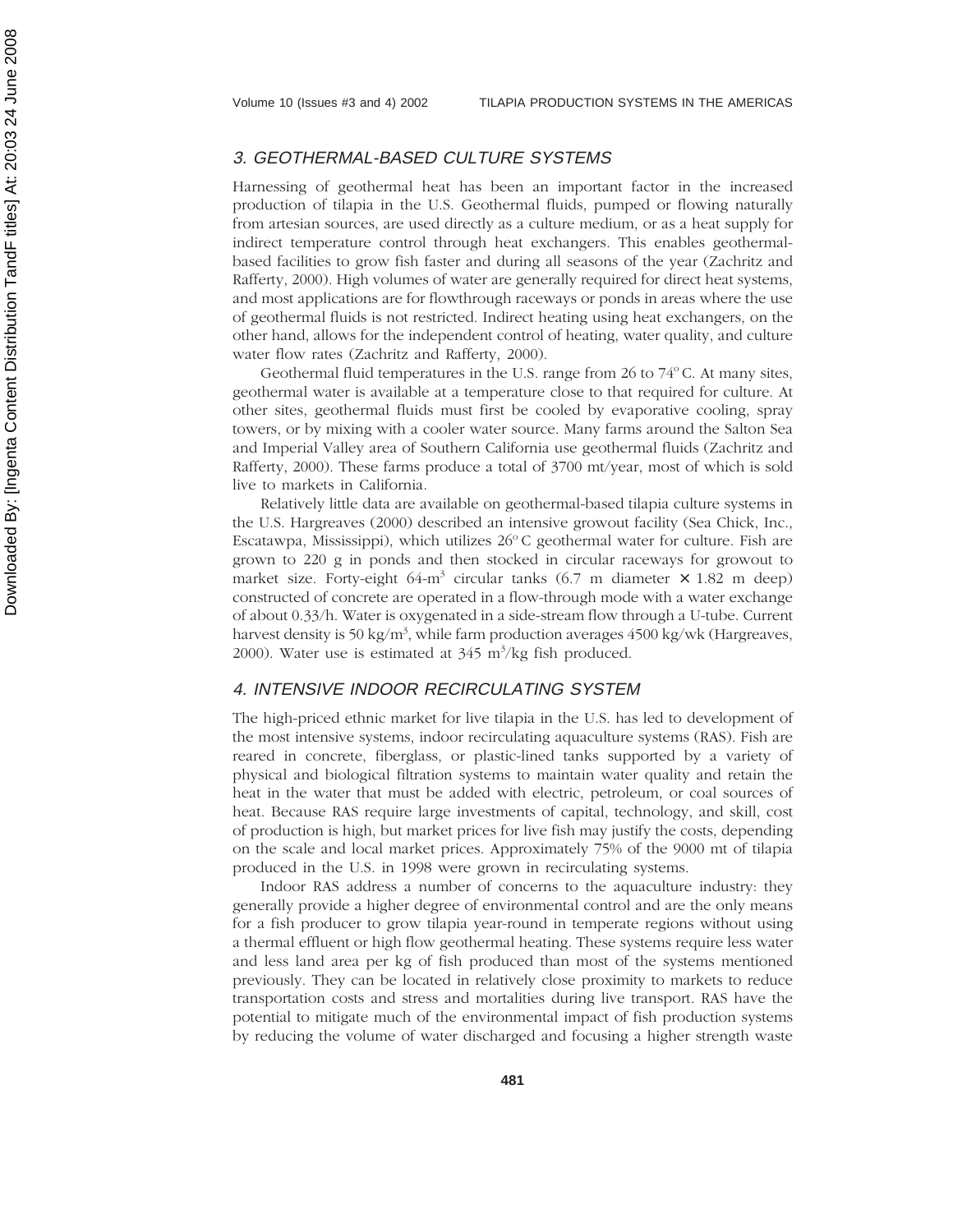## 3. GEOTHERMAL-BASED CULTURE SYSTEMS

Harnessing of geothermal heat has been an important factor in the increased production of tilapia in the U.S. Geothermal fluids, pumped or flowing naturally from artesian sources, are used directly as a culture medium, or as a heat supply for indirect temperature control through heat exchangers. This enables geothermal-based facilities to grow fish faster and during all seasons of the year (Zachritz and Rafferty, 2000). High volumes of water are generally required for direct heat systems, and most applications are for flowthrough raceways or ponds in areas where the use of geothermal fluids is not restricted. Indirect heating using heat exchangers, on the other hand, allows for the independent control of heating, water quality, and culture water flow rates (Zachritz and Rafferty, 2000).

Geothermal fluid temperatures in the U.S. range from 26 to 74° C. At many sites, geothermal water is available at a temperature close to that required for culture. At other sites, geothermal fluids must first be cooled by evaporative cooling, spray towers, or by mixing with a cooler water source. Many farms around the Salton Sea and Imperial Valley area of Southern California use geothermal fluids (Zachritz and Rafferty, 2000). These farms produce a total of 3700 mt/year, most of which is sold live to markets in California.

Relatively little data are available on geothermal-based tilapia culture systems in the U.S. Hargreaves (2000) described an intensive growout facility (Sea Chick, Inc., Escatawpa, Mississippi), which utilizes 26° C geothermal water for culture. Fish are grown to 220 g in ponds and then stocked in circular raceways for growout to market size. Forty-eight 64-$m^3$ circular tanks (6.7 m diameter × 1.82 m deep) constructed of concrete are operated in a flow-through mode with a water exchange of about 0.33/h. Water is oxygenated in a side-stream flow through a U-tube. Current harvest density is 50 kg/$m^3$, while farm production averages 4500 kg/wk (Hargreaves, 2000). Water use is estimated at 345 $m^3$/kg fish produced.

## 4. INTENSIVE INDOOR RECIRCULATING SYSTEM

The high-priced ethnic market for live tilapia in the U.S. has led to development of the most intensive systems, indoor recirculating aquaculture systems (RAS). Fish are reared in concrete, fiberglass, or plastic-lined tanks supported by a variety of physical and biological filtration systems to maintain water quality and retain the heat in the water that must be added with electric, petroleum, or coal sources of heat. Because RAS require large investments of capital, technology, and skill, cost of production is high, but market prices for live fish may justify the costs, depending on the scale and local market prices. Approximately 75% of the 9000 mt of tilapia produced in the U.S. in 1998 were grown in recirculating systems.

Indoor RAS address a number of concerns to the aquaculture industry: they generally provide a higher degree of environmental control and are the only means for a fish producer to grow tilapia year-round in temperate regions without using a thermal effluent or high flow geothermal heating. These systems require less water and less land area per kg of fish produced than most of the systems mentioned previously. They can be located in relatively close proximity to markets to reduce transportation costs and stress and mortalities during live transport. RAS have the potential to mitigate much of the environmental impact of fish production systems by reducing the volume of water discharged and focusing a higher strength waste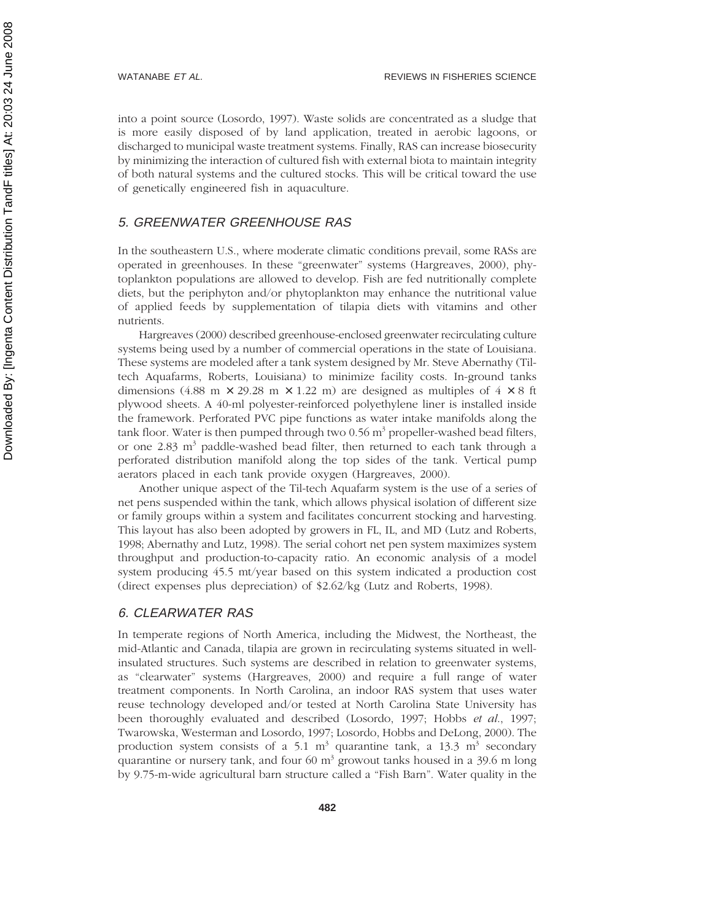into a point source (Losordo, 1997). Waste solids are concentrated as a sludge that is more easily disposed of by land application, treated in aerobic lagoons, or discharged to municipal waste treatment systems. Finally, RAS can increase biosecurity by minimizing the interaction of cultured fish with external biota to maintain integrity of both natural systems and the cultured stocks. This will be critical toward the use of genetically engineered fish in aquaculture.

## *5. GREENWATER GREENHOUSE RAS*

In the southeastern U.S., where moderate climatic conditions prevail, some RASs are operated in greenhouses. In these "greenwater" systems (Hargreaves, 2000), phytoplankton populations are allowed to develop. Fish are fed nutritionally complete diets, but the periphyton and/or phytoplankton may enhance the nutritional value of applied feeds by supplementation of tilapia diets with vitamins and other nutrients.

Hargreaves (2000) described greenhouse-enclosed greenwater recirculating culture systems being used by a number of commercial operations in the state of Louisiana. These systems are modeled after a tank system designed by Mr. Steve Abernathy (Til-tech Aquafarms, Roberts, Louisiana) to minimize facility costs. In-ground tanks dimensions (4.88 m × 29.28 m × 1.22 m) are designed as multiples of 4 × 8 ft plywood sheets. A 40-ml polyester-reinforced polyethylene liner is installed inside the framework. Perforated PVC pipe functions as water intake manifolds along the tank floor. Water is then pumped through two 0.56 $m^3$ propeller-washed bead filters, or one 2.83 $m^3$ paddle-washed bead filter, then returned to each tank through a perforated distribution manifold along the top sides of the tank. Vertical pump aerators placed in each tank provide oxygen (Hargreaves, 2000).

Another unique aspect of the Til-tech Aquafarm system is the use of a series of net pens suspended within the tank, which allows physical isolation of different size or family groups within a system and facilitates concurrent stocking and harvesting. This layout has also been adopted by growers in FL, IL, and MD (Lutz and Roberts, 1998; Abernathy and Lutz, 1998). The serial cohort net pen system maximizes system throughput and production-to-capacity ratio. An economic analysis of a model system producing 45.5 mt/year based on this system indicated a production cost (direct expenses plus depreciation) of \$2.62/kg (Lutz and Roberts, 1998).

## *6. CLEARWATER RAS*

In temperate regions of North America, including the Midwest, the Northeast, the mid-Atlantic and Canada, tilapia are grown in recirculating systems situated in well-insulated structures. Such systems are described in relation to greenwater systems, as "clearwater" systems (Hargreaves, 2000) and require a full range of water treatment components. In North Carolina, an indoor RAS system that uses water reuse technology developed and/or tested at North Carolina State University has been thoroughly evaluated and described (Losordo, 1997; Hobbs *et al.*, 1997; Twarowska, Westerman and Losordo, 1997; Losordo, Hobbs and DeLong, 2000). The production system consists of a 5.1 $m^3$ quarantine tank, a 13.3 $m^3$ secondary quarantine or nursery tank, and four 60 $m^3$ growout tanks housed in a 39.6 m long by 9.75-m-wide agricultural barn structure called a "Fish Barn". Water quality in the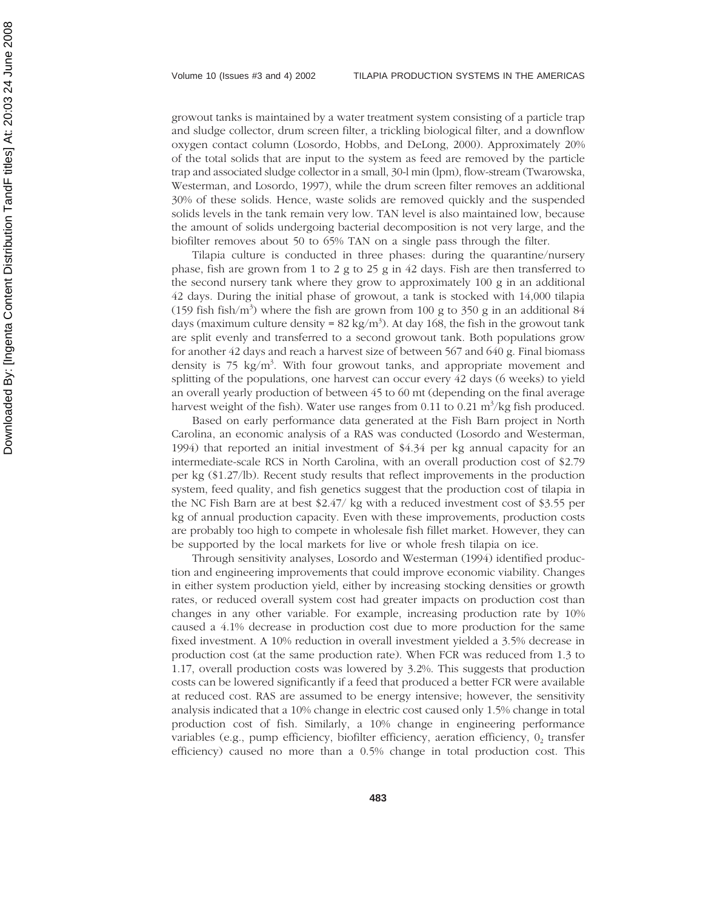growout tanks is maintained by a water treatment system consisting of a particle trap and sludge collector, drum screen filter, a trickling biological filter, and a downflow oxygen contact column (Losordo, Hobbs, and DeLong, 2000). Approximately 20% of the total solids that are input to the system as feed are removed by the particle trap and associated sludge collector in a small, 30-l min (lpm), flow-stream (Twarowska, Westerman, and Losordo, 1997), while the drum screen filter removes an additional 30% of these solids. Hence, waste solids are removed quickly and the suspended solids levels in the tank remain very low. TAN level is also maintained low, because the amount of solids undergoing bacterial decomposition is not very large, and the biofilter removes about 50 to 65% TAN on a single pass through the filter.

Tilapia culture is conducted in three phases: during the quarantine/nursery phase, fish are grown from 1 to 2 g to 25 g in 42 days. Fish are then transferred to the second nursery tank where they grow to approximately 100 g in an additional 42 days. During the initial phase of growout, a tank is stocked with 14,000 tilapia (159 fish fish/$m^3$) where the fish are grown from 100 g to 350 g in an additional 84 days (maximum culture density = 82 kg/$m^3$). At day 168, the fish in the growout tank are split evenly and transferred to a second growout tank. Both populations grow for another 42 days and reach a harvest size of between 567 and 640 g. Final biomass density is 75 kg/$m^3$. With four growout tanks, and appropriate movement and splitting of the populations, one harvest can occur every 42 days (6 weeks) to yield an overall yearly production of between 45 to 60 mt (depending on the final average harvest weight of the fish). Water use ranges from 0.11 to 0.21 $m^3$/kg fish produced.

Based on early performance data generated at the Fish Barn project in North Carolina, an economic analysis of a RAS was conducted (Losordo and Westerman, 1994) that reported an initial investment of \$4.34 per kg annual capacity for an intermediate-scale RCS in North Carolina, with an overall production cost of \$2.79 per kg (\$1.27/lb). Recent study results that reflect improvements in the production system, feed quality, and fish genetics suggest that the production cost of tilapia in the NC Fish Barn are at best \$2.47/ kg with a reduced investment cost of \$3.55 per kg of annual production capacity. Even with these improvements, production costs are probably too high to compete in wholesale fish fillet market. However, they can be supported by the local markets for live or whole fresh tilapia on ice.

Through sensitivity analyses, Losordo and Westerman (1994) identified production and engineering improvements that could improve economic viability. Changes in either system production yield, either by increasing stocking densities or growth rates, or reduced overall system cost had greater impacts on production cost than changes in any other variable. For example, increasing production rate by 10% caused a 4.1% decrease in production cost due to more production for the same fixed investment. A 10% reduction in overall investment yielded a 3.5% decrease in production cost (at the same production rate). When FCR was reduced from 1.3 to 1.17, overall production costs was lowered by 3.2%. This suggests that production costs can be lowered significantly if a feed that produced a better FCR were available at reduced cost. RAS are assumed to be energy intensive; however, the sensitivity analysis indicated that a 10% change in electric cost caused only 1.5% change in total production cost of fish. Similarly, a 10% change in engineering performance variables (e.g., pump efficiency, biofilter efficiency, aeration efficiency, $0_2$ transfer efficiency) caused no more than a 0.5% change in total production cost. This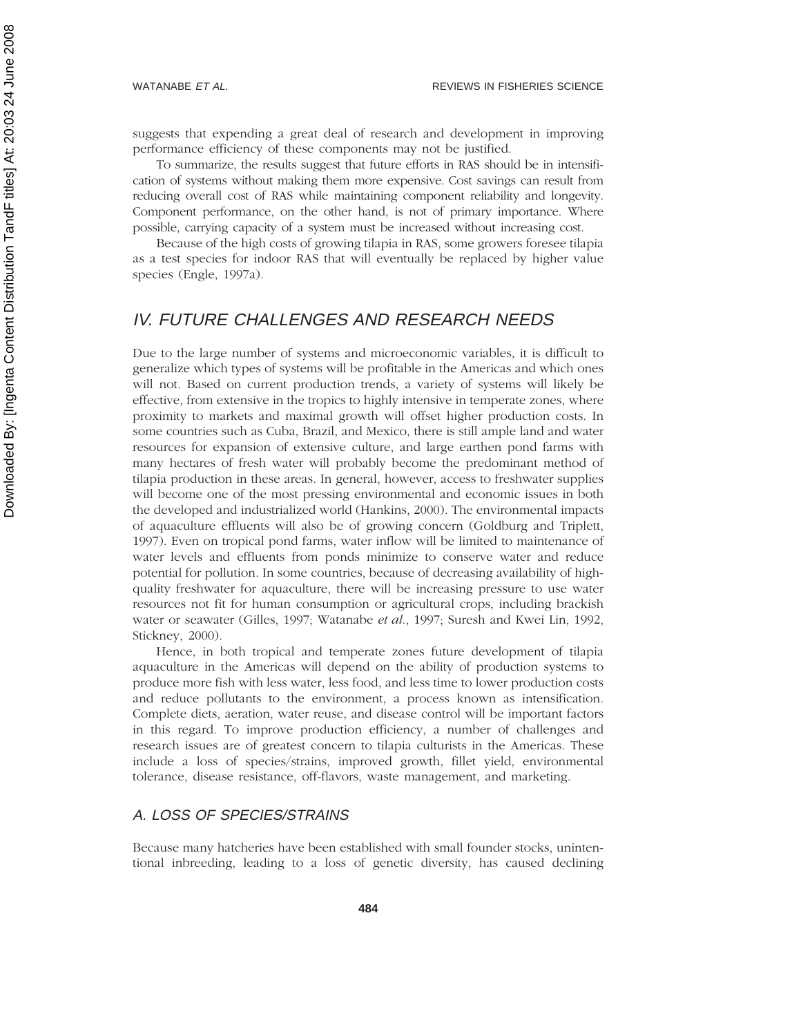suggests that expending a great deal of research and development in improving performance efficiency of these components may not be justified.

To summarize, the results suggest that future efforts in RAS should be in intensification of systems without making them more expensive. Cost savings can result from reducing overall cost of RAS while maintaining component reliability and longevity. Component performance, on the other hand, is not of primary importance. Where possible, carrying capacity of a system must be increased without increasing cost.

Because of the high costs of growing tilapia in RAS, some growers foresee tilapia as a test species for indoor RAS that will eventually be replaced by higher value species (Engle, 1997a).

## IV. FUTURE CHALLENGES AND RESEARCH NEEDS

Due to the large number of systems and microeconomic variables, it is difficult to generalize which types of systems will be profitable in the Americas and which ones will not. Based on current production trends, a variety of systems will likely be effective, from extensive in the tropics to highly intensive in temperate zones, where proximity to markets and maximal growth will offset higher production costs. In some countries such as Cuba, Brazil, and Mexico, there is still ample land and water resources for expansion of extensive culture, and large earthen pond farms with many hectares of fresh water will probably become the predominant method of tilapia production in these areas. In general, however, access to freshwater supplies will become one of the most pressing environmental and economic issues in both the developed and industrialized world (Hankins, 2000). The environmental impacts of aquaculture effluents will also be of growing concern (Goldburg and Triplett, 1997). Even on tropical pond farms, water inflow will be limited to maintenance of water levels and effluents from ponds minimize to conserve water and reduce potential for pollution. In some countries, because of decreasing availability of high-quality freshwater for aquaculture, there will be increasing pressure to use water resources not fit for human consumption or agricultural crops, including brackish water or seawater (Gilles, 1997; Watanabe *et al*., 1997; Suresh and Kwei Lin, 1992, Stickney, 2000).

Hence, in both tropical and temperate zones future development of tilapia aquaculture in the Americas will depend on the ability of production systems to produce more fish with less water, less food, and less time to lower production costs and reduce pollutants to the environment, a process known as intensification. Complete diets, aeration, water reuse, and disease control will be important factors in this regard. To improve production efficiency, a number of challenges and research issues are of greatest concern to tilapia culturists in the Americas. These include a loss of species/strains, improved growth, fillet yield, environmental tolerance, disease resistance, off-flavors, waste management, and marketing.

### A. LOSS OF SPECIES/STRAINS

Because many hatcheries have been established with small founder stocks, unintentional inbreeding, leading to a loss of genetic diversity, has caused declining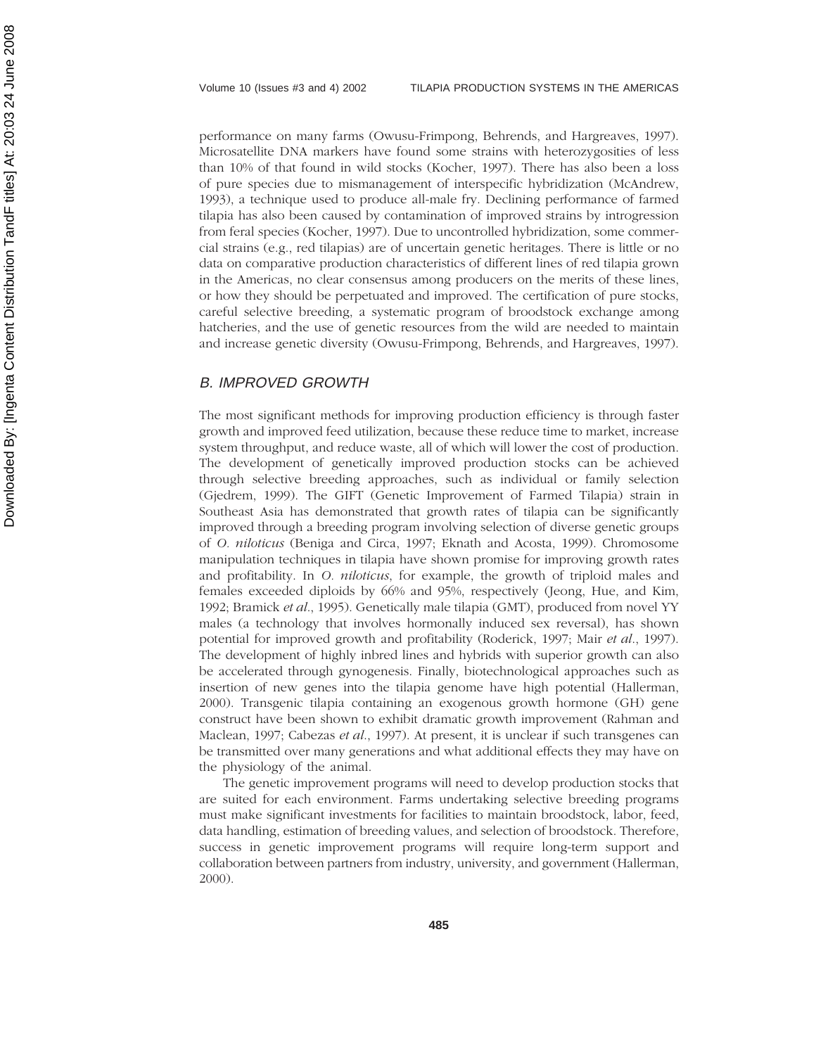performance on many farms (Owusu-Frimpong, Behrends, and Hargreaves, 1997). Microsatellite DNA markers have found some strains with heterozygosities of less than 10% of that found in wild stocks (Kocher, 1997). There has also been a loss of pure species due to mismanagement of interspecific hybridization (McAndrew, 1993), a technique used to produce all-male fry. Declining performance of farmed tilapia has also been caused by contamination of improved strains by introgression from feral species (Kocher, 1997). Due to uncontrolled hybridization, some commercial strains (e.g., red tilapias) are of uncertain genetic heritages. There is little or no data on comparative production characteristics of different lines of red tilapia grown in the Americas, no clear consensus among producers on the merits of these lines, or how they should be perpetuated and improved. The certification of pure stocks, careful selective breeding, a systematic program of broodstock exchange among hatcheries, and the use of genetic resources from the wild are needed to maintain and increase genetic diversity (Owusu-Frimpong, Behrends, and Hargreaves, 1997).

## *B. IMPROVED GROWTH*

The most significant methods for improving production efficiency is through faster growth and improved feed utilization, because these reduce time to market, increase system throughput, and reduce waste, all of which will lower the cost of production. The development of genetically improved production stocks can be achieved through selective breeding approaches, such as individual or family selection (Gjedrem, 1999). The GIFT (Genetic Improvement of Farmed Tilapia) strain in Southeast Asia has demonstrated that growth rates of tilapia can be significantly improved through a breeding program involving selection of diverse genetic groups of *O. niloticus* (Beniga and Circa, 1997; Eknath and Acosta, 1999). Chromosome manipulation techniques in tilapia have shown promise for improving growth rates and profitability. In *O. niloticus*, for example, the growth of triploid males and females exceeded diploids by 66% and 95%, respectively (Jeong, Hue, and Kim, 1992; Bramick *et al*., 1995). Genetically male tilapia (GMT), produced from novel YY males (a technology that involves hormonally induced sex reversal), has shown potential for improved growth and profitability (Roderick, 1997; Mair *et al*., 1997). The development of highly inbred lines and hybrids with superior growth can also be accelerated through gynogenesis. Finally, biotechnological approaches such as insertion of new genes into the tilapia genome have high potential (Hallerman, 2000). Transgenic tilapia containing an exogenous growth hormone (GH) gene construct have been shown to exhibit dramatic growth improvement (Rahman and Maclean, 1997; Cabezas *et al*., 1997). At present, it is unclear if such transgenes can be transmitted over many generations and what additional effects they may have on the physiology of the animal.

The genetic improvement programs will need to develop production stocks that are suited for each environment. Farms undertaking selective breeding programs must make significant investments for facilities to maintain broodstock, labor, feed, data handling, estimation of breeding values, and selection of broodstock. Therefore, success in genetic improvement programs will require long-term support and collaboration between partners from industry, university, and government (Hallerman, 2000).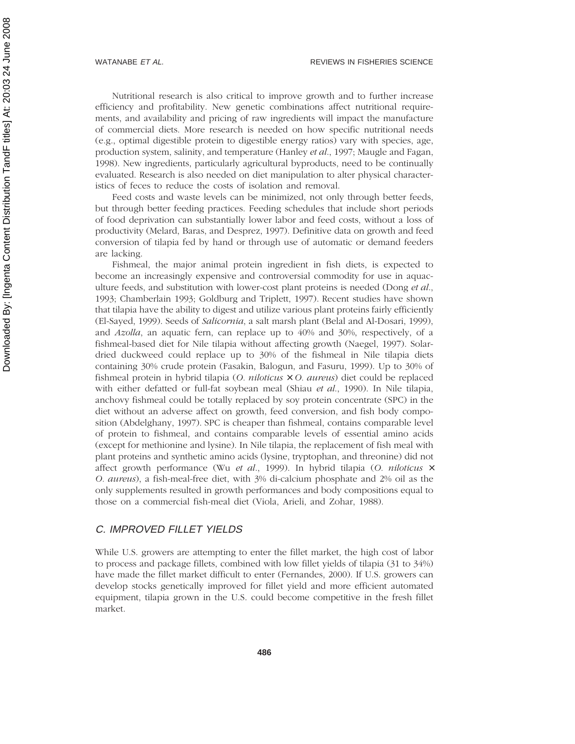Nutritional research is also critical to improve growth and to further increase efficiency and profitability. New genetic combinations affect nutritional requirements, and availability and pricing of raw ingredients will impact the manufacture of commercial diets. More research is needed on how specific nutritional needs (e.g., optimal digestible protein to digestible energy ratios) vary with species, age, production system, salinity, and temperature (Hanley *et al*., 1997; Maugle and Fagan, 1998). New ingredients, particularly agricultural byproducts, need to be continually evaluated. Research is also needed on diet manipulation to alter physical characteristics of feces to reduce the costs of isolation and removal.

Feed costs and waste levels can be minimized, not only through better feeds, but through better feeding practices. Feeding schedules that include short periods of food deprivation can substantially lower labor and feed costs, without a loss of productivity (Melard, Baras, and Desprez, 1997). Definitive data on growth and feed conversion of tilapia fed by hand or through use of automatic or demand feeders are lacking.

Fishmeal, the major animal protein ingredient in fish diets, is expected to become an increasingly expensive and controversial commodity for use in aquaculture feeds, and substitution with lower-cost plant proteins is needed (Dong *et al*., 1993; Chamberlain 1993; Goldburg and Triplett, 1997). Recent studies have shown that tilapia have the ability to digest and utilize various plant proteins fairly efficiently (El-Sayed, 1999). Seeds of *Salicornia*, a salt marsh plant (Belal and Al-Dosari, 1999), and *Azolla*, an aquatic fern, can replace up to 40% and 30%, respectively, of a fishmeal-based diet for Nile tilapia without affecting growth (Naegel, 1997). Solar-dried duckweed could replace up to 30% of the fishmeal in Nile tilapia diets containing 30% crude protein (Fasakin, Balogun, and Fasuru, 1999). Up to 30% of fishmeal protein in hybrid tilapia (*O. niloticus* × *O. aureus*) diet could be replaced with either defatted or full-fat soybean meal (Shiau *et al*., 1990). In Nile tilapia, anchovy fishmeal could be totally replaced by soy protein concentrate (SPC) in the diet without an adverse affect on growth, feed conversion, and fish body composition (Abdelghany, 1997). SPC is cheaper than fishmeal, contains comparable level of protein to fishmeal, and contains comparable levels of essential amino acids (except for methionine and lysine). In Nile tilapia, the replacement of fish meal with plant proteins and synthetic amino acids (lysine, tryptophan, and threonine) did not affect growth performance (Wu *et al*., 1999). In hybrid tilapia (*O. niloticus* × *O. aureus*), a fish-meal-free diet, with 3% di-calcium phosphate and 2% oil as the only supplements resulted in growth performances and body compositions equal to those on a commercial fish-meal diet (Viola, Arieli, and Zohar, 1988).

### C. IMPROVED FILLET YIELDS

While U.S. growers are attempting to enter the fillet market, the high cost of labor to process and package fillets, combined with low fillet yields of tilapia (31 to 34%) have made the fillet market difficult to enter (Fernandes, 2000). If U.S. growers can develop stocks genetically improved for fillet yield and more efficient automated equipment, tilapia grown in the U.S. could become competitive in the fresh fillet market.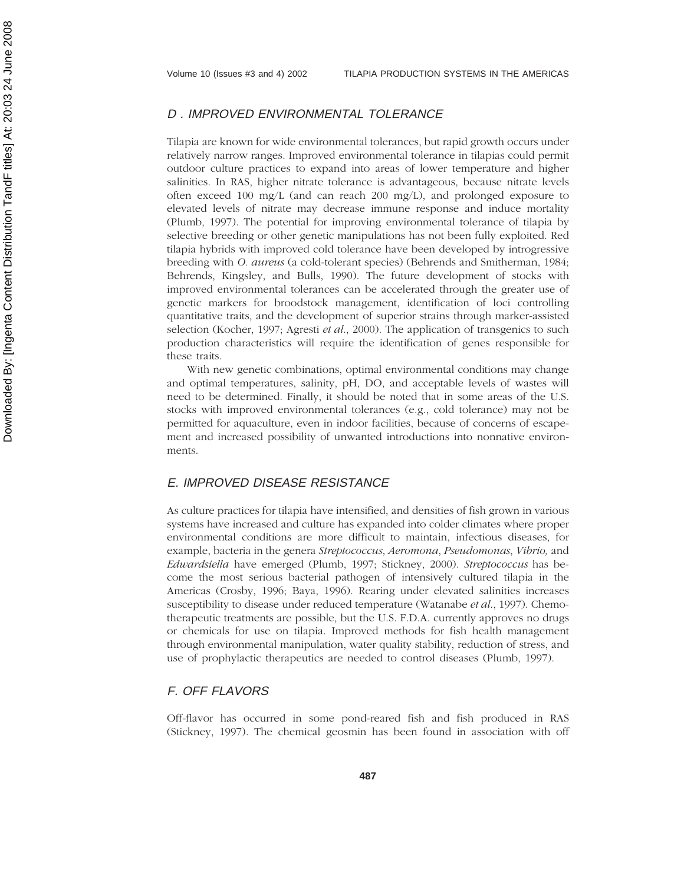## D. IMPROVED ENVIRONMENTAL TOLERANCE

Tilapia are known for wide environmental tolerances, but rapid growth occurs under relatively narrow ranges. Improved environmental tolerance in tilapias could permit outdoor culture practices to expand into areas of lower temperature and higher salinities. In RAS, higher nitrate tolerance is advantageous, because nitrate levels often exceed 100 mg/L (and can reach 200 mg/L), and prolonged exposure to elevated levels of nitrate may decrease immune response and induce mortality (Plumb, 1997). The potential for improving environmental tolerance of tilapia by selective breeding or other genetic manipulations has not been fully exploited. Red tilapia hybrids with improved cold tolerance have been developed by introgressive breeding with *O. aureus* (a cold-tolerant species) (Behrends and Smitherman, 1984; Behrends, Kingsley, and Bulls, 1990). The future development of stocks with improved environmental tolerances can be accelerated through the greater use of genetic markers for broodstock management, identification of loci controlling quantitative traits, and the development of superior strains through marker-assisted selection (Kocher, 1997; Agresti *et al*., 2000). The application of transgenics to such production characteristics will require the identification of genes responsible for these traits.

With new genetic combinations, optimal environmental conditions may change and optimal temperatures, salinity, pH, DO, and acceptable levels of wastes will need to be determined. Finally, it should be noted that in some areas of the U.S. stocks with improved environmental tolerances (e.g., cold tolerance) may not be permitted for aquaculture, even in indoor facilities, because of concerns of escapement and increased possibility of unwanted introductions into nonnative environments.

## E. IMPROVED DISEASE RESISTANCE

As culture practices for tilapia have intensified, and densities of fish grown in various systems have increased and culture has expanded into colder climates where proper environmental conditions are more difficult to maintain, infectious diseases, for example, bacteria in the genera *Streptococcus*, *Aeromona*, *Pseudomonas*, *Vibrio,* and *Edwardsiella* have emerged (Plumb, 1997; Stickney, 2000). *Streptococcus* has become the most serious bacterial pathogen of intensively cultured tilapia in the Americas (Crosby, 1996; Baya, 1996). Rearing under elevated salinities increases susceptibility to disease under reduced temperature (Watanabe *et al*., 1997). Chemotherapeutic treatments are possible, but the U.S. F.D.A. currently approves no drugs or chemicals for use on tilapia. Improved methods for fish health management through environmental manipulation, water quality stability, reduction of stress, and use of prophylactic therapeutics are needed to control diseases (Plumb, 1997).

## F. OFF FLAVORS

Off-flavor has occurred in some pond-reared fish and fish produced in RAS (Stickney, 1997). The chemical geosmin has been found in association with off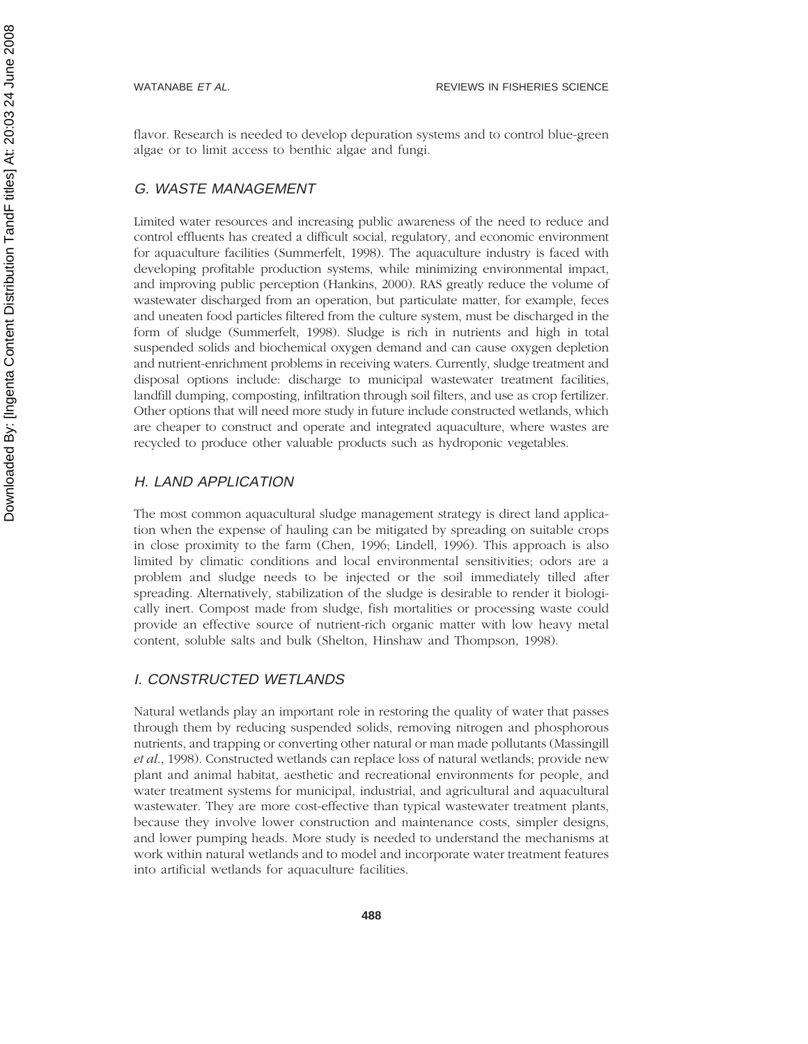flavor. Research is needed to develop depuration systems and to control blue-green algae or to limit access to benthic algae and fungi.

## *G. WASTE MANAGEMENT*

Limited water resources and increasing public awareness of the need to reduce and control effluents has created a difficult social, regulatory, and economic environment for aquaculture facilities (Summerfelt, 1998). The aquaculture industry is faced with developing profitable production systems, while minimizing environmental impact, and improving public perception (Hankins, 2000). RAS greatly reduce the volume of wastewater discharged from an operation, but particulate matter, for example, feces and uneaten food particles filtered from the culture system, must be discharged in the form of sludge (Summerfelt, 1998). Sludge is rich in nutrients and high in total suspended solids and biochemical oxygen demand and can cause oxygen depletion and nutrient-enrichment problems in receiving waters. Currently, sludge treatment and disposal options include: discharge to municipal wastewater treatment facilities, landfill dumping, composting, infiltration through soil filters, and use as crop fertilizer. Other options that will need more study in future include constructed wetlands, which are cheaper to construct and operate and integrated aquaculture, where wastes are recycled to produce other valuable products such as hydroponic vegetables.

## *H. LAND APPLICATION*

The most common aquacultural sludge management strategy is direct land application when the expense of hauling can be mitigated by spreading on suitable crops in close proximity to the farm (Chen, 1996; Lindell, 1996). This approach is also limited by climatic conditions and local environmental sensitivities; odors are a problem and sludge needs to be injected or the soil immediately tilled after spreading. Alternatively, stabilization of the sludge is desirable to render it biologically inert. Compost made from sludge, fish mortalities or processing waste could provide an effective source of nutrient-rich organic matter with low heavy metal content, soluble salts and bulk (Shelton, Hinshaw and Thompson, 1998).

## *I. CONSTRUCTED WETLANDS*

Natural wetlands play an important role in restoring the quality of water that passes through them by reducing suspended solids, removing nitrogen and phosphorous nutrients, and trapping or converting other natural or man made pollutants (Massingill *et al.*, 1998). Constructed wetlands can replace loss of natural wetlands; provide new plant and animal habitat, aesthetic and recreational environments for people, and water treatment systems for municipal, industrial, and agricultural and aquacultural wastewater. They are more cost-effective than typical wastewater treatment plants, because they involve lower construction and maintenance costs, simpler designs, and lower pumping heads. More study is needed to understand the mechanisms at work within natural wetlands and to model and incorporate water treatment features into artificial wetlands for aquaculture facilities.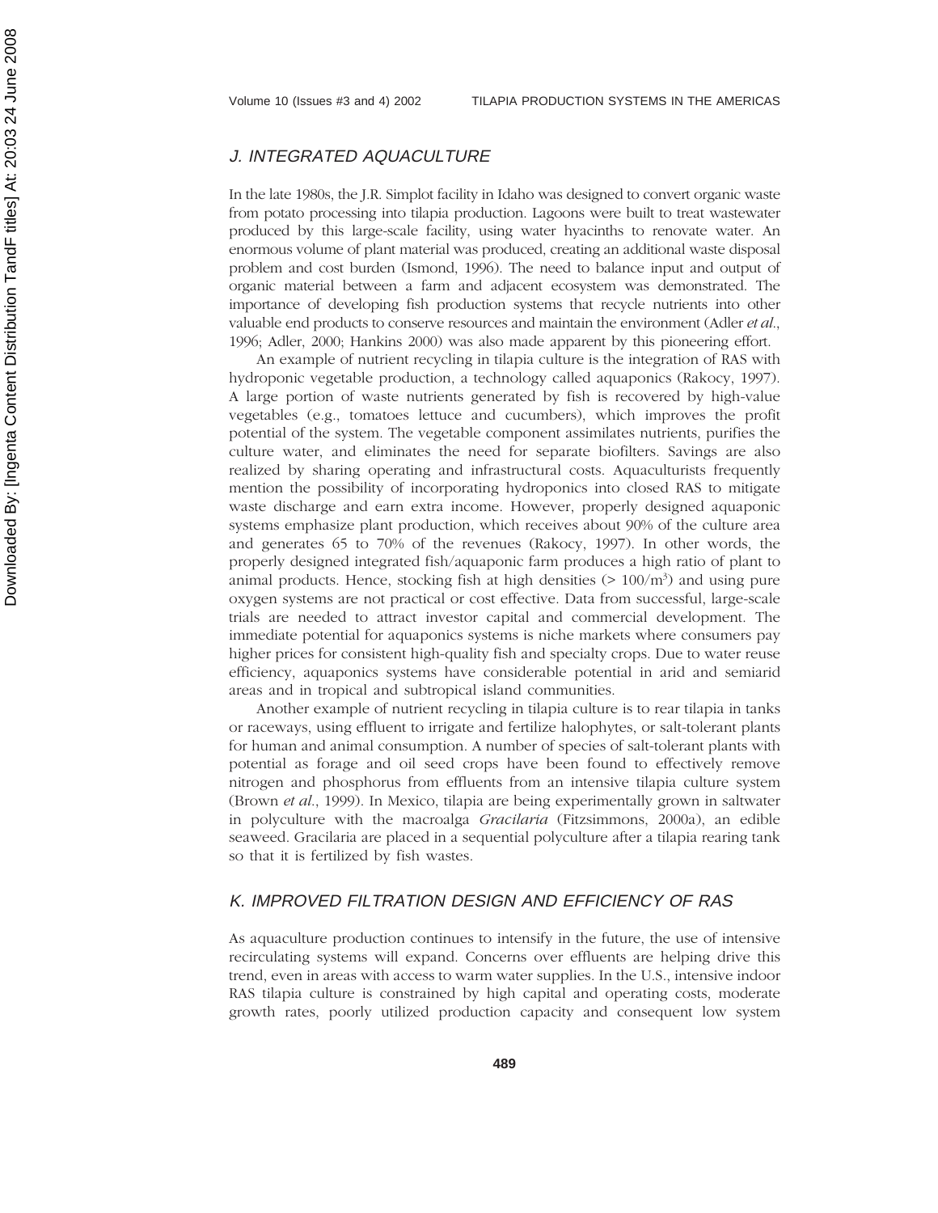## J. INTEGRATED AQUACULTURE

In the late 1980s, the J.R. Simplot facility in Idaho was designed to convert organic waste from potato processing into tilapia production. Lagoons were built to treat wastewater produced by this large-scale facility, using water hyacinths to renovate water. An enormous volume of plant material was produced, creating an additional waste disposal problem and cost burden (Ismond, 1996). The need to balance input and output of organic material between a farm and adjacent ecosystem was demonstrated. The importance of developing fish production systems that recycle nutrients into other valuable end products to conserve resources and maintain the environment (Adler *et al.*, 1996; Adler, 2000; Hankins 2000) was also made apparent by this pioneering effort.

An example of nutrient recycling in tilapia culture is the integration of RAS with hydroponic vegetable production, a technology called aquaponics (Rakocy, 1997). A large portion of waste nutrients generated by fish is recovered by high-value vegetables (e.g., tomatoes lettuce and cucumbers), which improves the profit potential of the system. The vegetable component assimilates nutrients, purifies the culture water, and eliminates the need for separate biofilters. Savings are also realized by sharing operating and infrastructural costs. Aquaculturists frequently mention the possibility of incorporating hydroponics into closed RAS to mitigate waste discharge and earn extra income. However, properly designed aquaponic systems emphasize plant production, which receives about 90% of the culture area and generates 65 to 70% of the revenues (Rakocy, 1997). In other words, the properly designed integrated fish/aquaponic farm produces a high ratio of plant to animal products. Hence, stocking fish at high densities (> $100/m^3$) and using pure oxygen systems are not practical or cost effective. Data from successful, large-scale trials are needed to attract investor capital and commercial development. The immediate potential for aquaponics systems is niche markets where consumers pay higher prices for consistent high-quality fish and specialty crops. Due to water reuse efficiency, aquaponics systems have considerable potential in arid and semiarid areas and in tropical and subtropical island communities.

Another example of nutrient recycling in tilapia culture is to rear tilapia in tanks or raceways, using effluent to irrigate and fertilize halophytes, or salt-tolerant plants for human and animal consumption. A number of species of salt-tolerant plants with potential as forage and oil seed crops have been found to effectively remove nitrogen and phosphorus from effluents from an intensive tilapia culture system (Brown *et al.*, 1999). In Mexico, tilapia are being experimentally grown in saltwater in polyculture with the macroalga *Gracilaria* (Fitzsimmons, 2000a), an edible seaweed. Gracilaria are placed in a sequential polyculture after a tilapia rearing tank so that it is fertilized by fish wastes.

## K. IMPROVED FILTRATION DESIGN AND EFFICIENCY OF RAS

As aquaculture production continues to intensify in the future, the use of intensive recirculating systems will expand. Concerns over effluents are helping drive this trend, even in areas with access to warm water supplies. In the U.S., intensive indoor RAS tilapia culture is constrained by high capital and operating costs, moderate growth rates, poorly utilized production capacity and consequent low system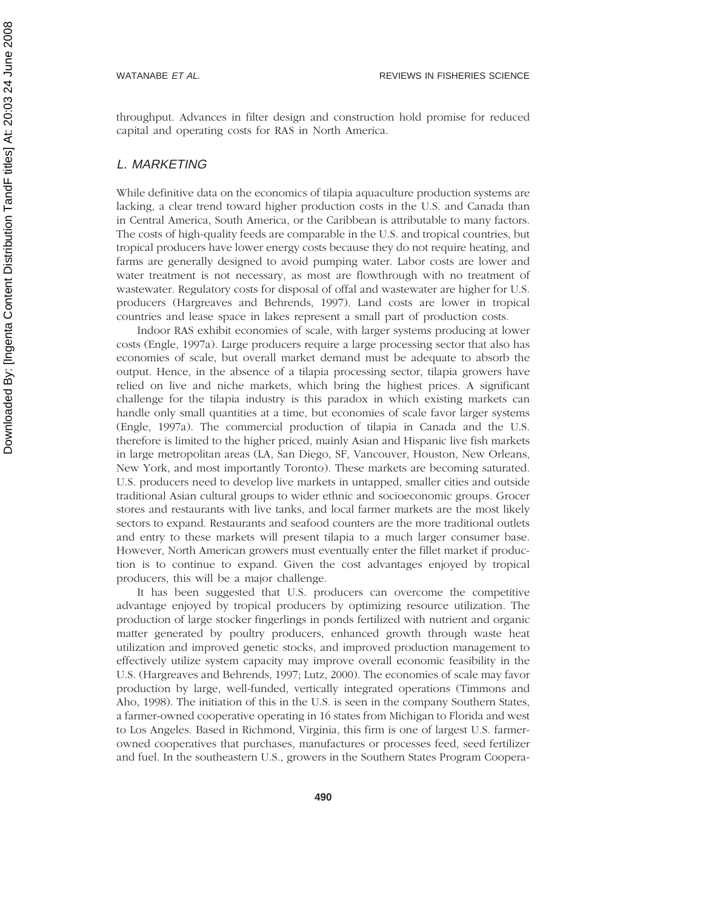throughput. Advances in filter design and construction hold promise for reduced capital and operating costs for RAS in North America.

## L. MARKETING

While definitive data on the economics of tilapia aquaculture production systems are lacking, a clear trend toward higher production costs in the U.S. and Canada than in Central America, South America, or the Caribbean is attributable to many factors. The costs of high-quality feeds are comparable in the U.S. and tropical countries, but tropical producers have lower energy costs because they do not require heating, and farms are generally designed to avoid pumping water. Labor costs are lower and water treatment is not necessary, as most are flowthrough with no treatment of wastewater. Regulatory costs for disposal of offal and wastewater are higher for U.S. producers (Hargreaves and Behrends, 1997). Land costs are lower in tropical countries and lease space in lakes represent a small part of production costs.

Indoor RAS exhibit economies of scale, with larger systems producing at lower costs (Engle, 1997a). Large producers require a large processing sector that also has economies of scale, but overall market demand must be adequate to absorb the output. Hence, in the absence of a tilapia processing sector, tilapia growers have relied on live and niche markets, which bring the highest prices. A significant challenge for the tilapia industry is this paradox in which existing markets can handle only small quantities at a time, but economies of scale favor larger systems (Engle, 1997a). The commercial production of tilapia in Canada and the U.S. therefore is limited to the higher priced, mainly Asian and Hispanic live fish markets in large metropolitan areas (LA, San Diego, SF, Vancouver, Houston, New Orleans, New York, and most importantly Toronto). These markets are becoming saturated. U.S. producers need to develop live markets in untapped, smaller cities and outside traditional Asian cultural groups to wider ethnic and socioeconomic groups. Grocer stores and restaurants with live tanks, and local farmer markets are the most likely sectors to expand. Restaurants and seafood counters are the more traditional outlets and entry to these markets will present tilapia to a much larger consumer base. However, North American growers must eventually enter the fillet market if production is to continue to expand. Given the cost advantages enjoyed by tropical producers, this will be a major challenge.

It has been suggested that U.S. producers can overcome the competitive advantage enjoyed by tropical producers by optimizing resource utilization. The production of large stocker fingerlings in ponds fertilized with nutrient and organic matter generated by poultry producers, enhanced growth through waste heat utilization and improved genetic stocks, and improved production management to effectively utilize system capacity may improve overall economic feasibility in the U.S. (Hargreaves and Behrends, 1997; Lutz, 2000). The economies of scale may favor production by large, well-funded, vertically integrated operations (Timmons and Aho, 1998). The initiation of this in the U.S. is seen in the company Southern States, a farmer-owned cooperative operating in 16 states from Michigan to Florida and west to Los Angeles. Based in Richmond, Virginia, this firm is one of largest U.S. farmer-owned cooperatives that purchases, manufactures or processes feed, seed fertilizer and fuel. In the southeastern U.S., growers in the Southern States Program Coopera-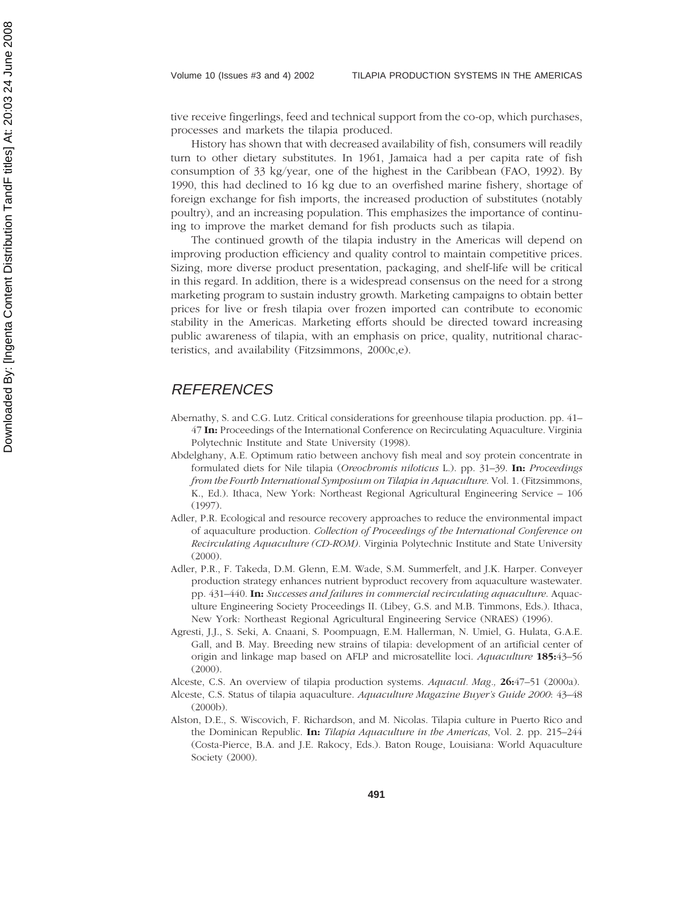tive receive fingerlings, feed and technical support from the co-op, which purchases, processes and markets the tilapia produced.

History has shown that with decreased availability of fish, consumers will readily turn to other dietary substitutes. In 1961, Jamaica had a per capita rate of fish consumption of 33 kg/year, one of the highest in the Caribbean (FAO, 1992). By 1990, this had declined to 16 kg due to an overfished marine fishery, shortage of foreign exchange for fish imports, the increased production of substitutes (notably poultry), and an increasing population. This emphasizes the importance of continuing to improve the market demand for fish products such as tilapia.

The continued growth of the tilapia industry in the Americas will depend on improving production efficiency and quality control to maintain competitive prices. Sizing, more diverse product presentation, packaging, and shelf-life will be critical in this regard. In addition, there is a widespread consensus on the need for a strong marketing program to sustain industry growth. Marketing campaigns to obtain better prices for live or fresh tilapia over frozen imported can contribute to economic stability in the Americas. Marketing efforts should be directed toward increasing public awareness of tilapia, with an emphasis on price, quality, nutritional characteristics, and availability (Fitzsimmons, 2000c,e).

## *REFERENCES*

Abernathy, S. and C.G. Lutz. Critical considerations for greenhouse tilapia production. pp. 41–47 **In:** Proceedings of the International Conference on Recirculating Aquaculture. Virginia Polytechnic Institute and State University (1998).

Abdelghany, A.E. Optimum ratio between anchovy fish meal and soy protein concentrate in formulated diets for Nile tilapia (*Oreochromis niloticus* L.). pp. 31–39. **In:** *Proceedings from the Fourth International Symposium on Tilapia in Aquaculture*. Vol. 1. (Fitzsimmons, K., Ed.). Ithaca, New York: Northeast Regional Agricultural Engineering Service – 106 (1997).

Adler, P.R. Ecological and resource recovery approaches to reduce the environmental impact of aquaculture production. *Collection of Proceedings of the International Conference on Recirculating Aquaculture (CD-ROM)*. Virginia Polytechnic Institute and State University (2000).

Adler, P.R., F. Takeda, D.M. Glenn, E.M. Wade, S.M. Summerfelt, and J.K. Harper. Conveyer production strategy enhances nutrient byproduct recovery from aquaculture wastewater. pp. 431–440. **In:** *Successes and failures in commercial recirculating aquaculture*. Aquaculture Engineering Society Proceedings II. (Libey, G.S. and M.B. Timmons, Eds.). Ithaca, New York: Northeast Regional Agricultural Engineering Service (NRAES) (1996).

Agresti, J.J., S. Seki, A. Cnaani, S. Poompuagn, E.M. Hallerman, N. Umiel, G. Hulata, G.A.E. Gall, and B. May. Breeding new strains of tilapia: development of an artificial center of origin and linkage map based on AFLP and microsatellite loci. *Aquaculture* **185:**43–56 (2000).

Alceste, C.S. An overview of tilapia production systems. *Aquacul. Mag.,* **26:**47–51 (2000a).

Alceste, C.S. Status of tilapia aquaculture. *Aquaculture Magazine Buyer's Guide 2000*: 43–48 (2000b).

Alston, D.E., S. Wiscovich, F. Richardson, and M. Nicolas. Tilapia culture in Puerto Rico and the Dominican Republic. **In:** *Tilapia Aquaculture in the Americas*, Vol. 2. pp. 215–244 (Costa-Pierce, B.A. and J.E. Rakocy, Eds.). Baton Rouge, Louisiana: World Aquaculture Society (2000).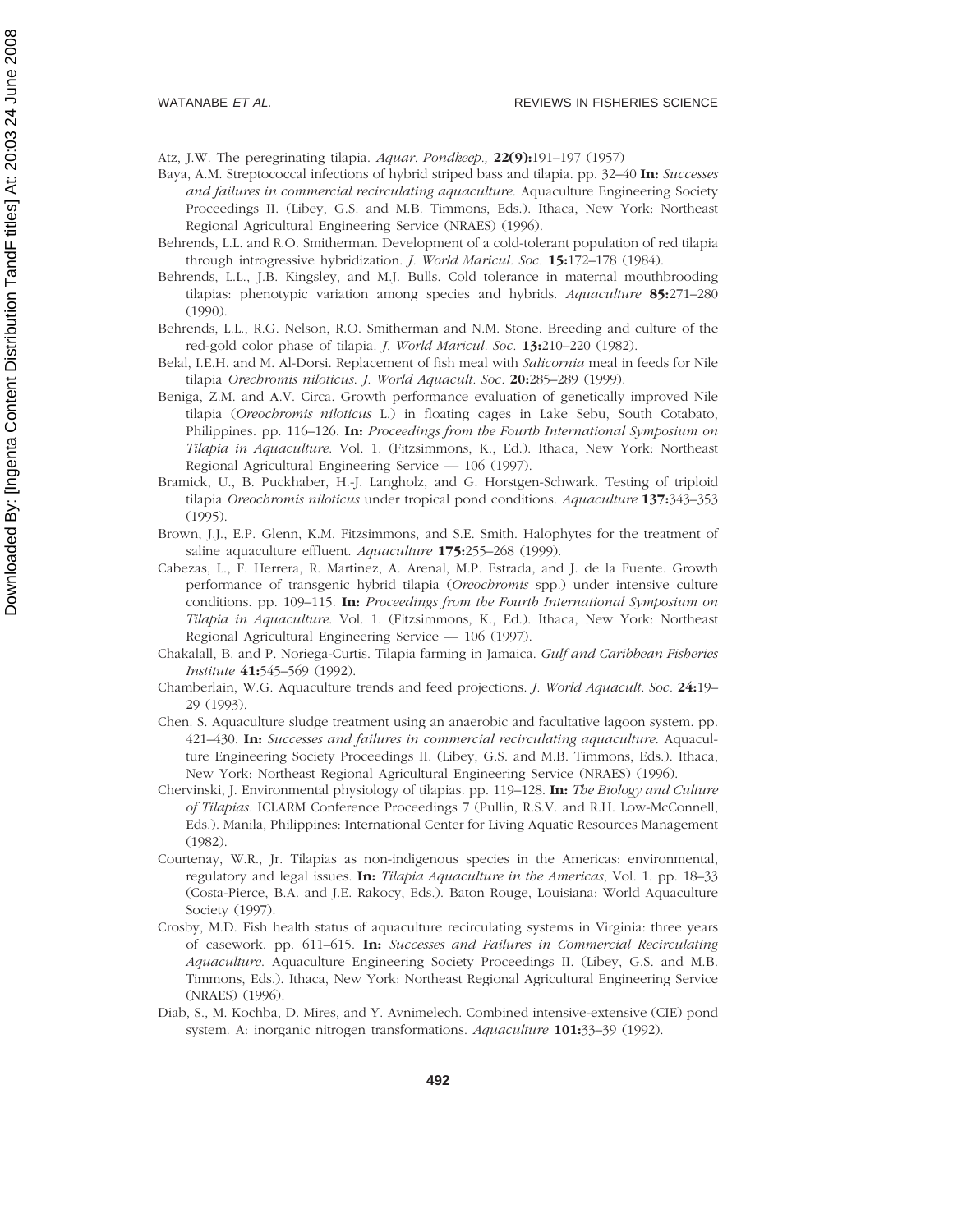Atz, J.W. The peregrinating tilapia. *Aquar. Pondkeep.,* **22(9):**191–197 (1957)

Baya, A.M. Streptococcal infections of hybrid striped bass and tilapia. pp. 32–40 **In:** *Successes and failures in commercial recirculating aquaculture.* Aquaculture Engineering Society Proceedings II. (Libey, G.S. and M.B. Timmons, Eds.). Ithaca, New York: Northeast Regional Agricultural Engineering Service (NRAES) (1996).

Behrends, L.L. and R.O. Smitherman. Development of a cold-tolerant population of red tilapia through introgressive hybridization. *J. World Maricul. Soc.* **15:**172–178 (1984).

Behrends, L.L., J.B. Kingsley, and M.J. Bulls. Cold tolerance in maternal mouthbrooding tilapias: phenotypic variation among species and hybrids. *Aquaculture* **85:**271–280 (1990).

Behrends, L.L., R.G. Nelson, R.O. Smitherman and N.M. Stone. Breeding and culture of the red-gold color phase of tilapia. *J. World Maricul. Soc.* **13:**210–220 (1982).

Belal, I.E.H. and M. Al-Dorsi. Replacement of fish meal with *Salicornia* meal in feeds for Nile tilapia *Orechromis niloticus. J. World Aquacult. Soc.* **20:**285–289 (1999).

Beniga, Z.M. and A.V. Circa. Growth performance evaluation of genetically improved Nile tilapia (*Oreochromis niloticus* L.) in floating cages in Lake Sebu, South Cotabato, Philippines. pp. 116–126. **In:** *Proceedings from the Fourth International Symposium on Tilapia in Aquaculture.* Vol. 1. (Fitzsimmons, K., Ed.). Ithaca, New York: Northeast Regional Agricultural Engineering Service — 106 (1997).

Bramick, U., B. Puckhaber, H.-J. Langholz, and G. Horstgen-Schwark. Testing of triploid tilapia *Oreochromis niloticus* under tropical pond conditions. *Aquaculture* **137:**343–353 (1995).

Brown, J.J., E.P. Glenn, K.M. Fitzsimmons, and S.E. Smith. Halophytes for the treatment of saline aquaculture effluent. *Aquaculture* **175:**255–268 (1999).

Cabezas, L., F. Herrera, R. Martinez, A. Arenal, M.P. Estrada, and J. de la Fuente. Growth performance of transgenic hybrid tilapia (*Oreochromis* spp.) under intensive culture conditions. pp. 109–115. **In:** *Proceedings from the Fourth International Symposium on Tilapia in Aquaculture.* Vol. 1. (Fitzsimmons, K., Ed.). Ithaca, New York: Northeast Regional Agricultural Engineering Service — 106 (1997).

Chakalall, B. and P. Noriega-Curtis. Tilapia farming in Jamaica. *Gulf and Caribbean Fisheries Institute* **41:**545–569 (1992).

Chamberlain, W.G. Aquaculture trends and feed projections. *J. World Aquacult. Soc.* **24:**19–29 (1993).

Chen. S. Aquaculture sludge treatment using an anaerobic and facultative lagoon system. pp. 421–430. **In:** *Successes and failures in commercial recirculating aquaculture.* Aquaculture Engineering Society Proceedings II. (Libey, G.S. and M.B. Timmons, Eds.). Ithaca, New York: Northeast Regional Agricultural Engineering Service (NRAES) (1996).

Chervinski, J. Environmental physiology of tilapias. pp. 119–128. **In:** *The Biology and Culture of Tilapias.* ICLARM Conference Proceedings 7 (Pullin, R.S.V. and R.H. Low-McConnell, Eds.). Manila, Philippines: International Center for Living Aquatic Resources Management (1982).

Courtenay, W.R., Jr. Tilapias as non-indigenous species in the Americas: environmental, regulatory and legal issues. **In:** *Tilapia Aquaculture in the Americas*, Vol. 1. pp. 18–33 (Costa-Pierce, B.A. and J.E. Rakocy, Eds.). Baton Rouge, Louisiana: World Aquaculture Society (1997).

Crosby, M.D. Fish health status of aquaculture recirculating systems in Virginia: three years of casework. pp. 611–615. **In:** *Successes and Failures in Commercial Recirculating Aquaculture.* Aquaculture Engineering Society Proceedings II. (Libey, G.S. and M.B. Timmons, Eds.). Ithaca, New York: Northeast Regional Agricultural Engineering Service (NRAES) (1996).

Diab, S., M. Kochba, D. Mires, and Y. Avnimelech. Combined intensive-extensive (CIE) pond system. A: inorganic nitrogen transformations. *Aquaculture* **101:**33–39 (1992).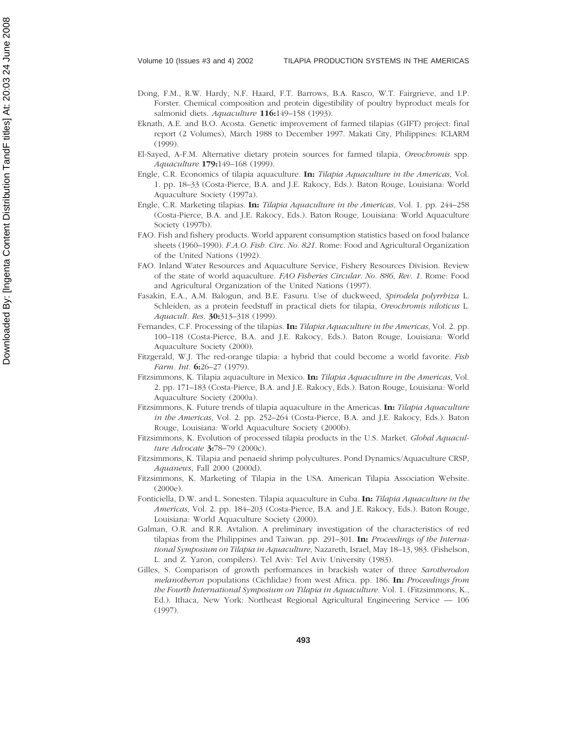Dong, F.M., R.W. Hardy, N.F. Haard, F.T. Barrows, B.A. Rasco, W.T. Fairgrieve, and I.P. Forster. Chemical composition and protein digestibility of poultry byproduct meals for salmonid diets. *Aquaculture* **116:**149–158 (1993).

Eknath, A.E. and B.O. Acosta. Genetic improvement of farmed tilapias (GIFT) project: final report (2 Volumes), March 1988 to December 1997. Makati City, Philippines: ICLARM (1999).

El-Sayed, A-F.M. Alternative dietary protein sources for farmed tilapia, *Oreochromis* spp. *Aquaculture* **179:**149–168 (1999).

Engle, C.R. Economics of tilapia aquaculture. **In:** *Tilapia Aquaculture in the Americas*, Vol. 1. pp. 18–33 (Costa-Pierce, B.A. and J.E. Rakocy, Eds.). Baton Rouge, Louisiana: World Aquaculture Society (1997a).

Engle, C.R. Marketing tilapias. **In:** *Tilapia Aquaculture in the Americas*, Vol. 1. pp. 244–258 (Costa-Pierce, B.A. and J.E. Rakocy, Eds.). Baton Rouge, Louisiana: World Aquaculture Society (1997b).

FAO. Fish and fishery products. World apparent consumption statistics based on food balance sheets (1960–1990). *F.A.O. Fish. Circ. No. 821*. Rome: Food and Agricultural Organization of the United Nations (1992).

FAO. Inland Water Resources and Aquaculture Service, Fishery Resources Division. Review of the state of world aquaculture. *FAO Fisheries Circular. No. 886, Rev. 1*. Rome: Food and Agricultural Organization of the United Nations (1997).

Fasakin, E.A., A.M. Balogun, and B.E. Fasuru. Use of duckweed, *Spirodela polyrrhiza* L. Schleiden, as a protein feedstuff in practical diets for tilapia, *Oreochromis niloticus* L. *Aquacult. Res.* **30:**313–318 (1999).

Fernandes, C.F. Processing of the tilapias. **In:** *Tilapia Aquaculture in the Americas*, Vol. 2. pp. 100–118 (Costa-Pierce, B.A. and J.E. Rakocy, Eds.). Baton Rouge, Louisiana: World Aquaculture Society (2000).

Fitzgerald, W.J. The red-orange tilapia: a hybrid that could become a world favorite. *Fish Farm. Int.* **6:**26–27 (1979).

Fitzsimmons, K. Tilapia aquaculture in Mexico. **In:** *Tilapia Aquaculture in the Americas*, Vol. 2. pp. 171–183 (Costa-Pierce, B.A. and J.E. Rakocy, Eds.). Baton Rouge, Louisiana: World Aquaculture Society (2000a).

Fitzsimmons, K. Future trends of tilapia aquaculture in the Americas. **In:** *Tilapia Aquaculture in the Americas*, Vol. 2. pp. 252–264 (Costa-Pierce, B.A. and J.E. Rakocy, Eds.). Baton Rouge, Louisiana: World Aquaculture Society (2000b).

Fitzsimmons, K. Evolution of processed tilapia products in the U.S. Market. *Global Aquaculture Advocate* **3:**78–79 (2000c).

Fitzsimmons, K. Tilapia and penaeid shrimp polycultures. Pond Dynamics/Aquaculture CRSP, *Aquanews*, Fall 2000 (2000d).

Fitzsimmons, K. Marketing of Tilapia in the USA. American Tilapia Association Website. (2000e).

Fonticiella, D.W. and L. Sonesten. Tilapia aquaculture in Cuba. **In:** *Tilapia Aquaculture in the Americas*, Vol. 2. pp. 184–203 (Costa-Pierce, B.A. and J.E. Rakocy, Eds.). Baton Rouge, Louisiana: World Aquaculture Society (2000).

Galman, O.R. and R.R. Avtalion. A preliminary investigation of the characteristics of red tilapias from the Philippines and Taiwan. pp. 291–301. **In:** *Proceedings of the International Symposium on Tilapia in Aquaculture*, Nazareth, Israel, May 18–13, 983. (Fishelson, L. and Z. Yaron, compilers). Tel Aviv: Tel Aviv University (1983).

Gilles, S. Comparison of growth performances in brackish water of three *Sarotherodon melanotheron* populations (Cichlidae) from west Africa. pp. 186. **In:** *Proceedings from the Fourth International Symposium on Tilapia in Aquaculture*. Vol. 1. (Fitzsimmons, K., Ed.). Ithaca, New York: Northeast Regional Agricultural Engineering Service — 106 (1997).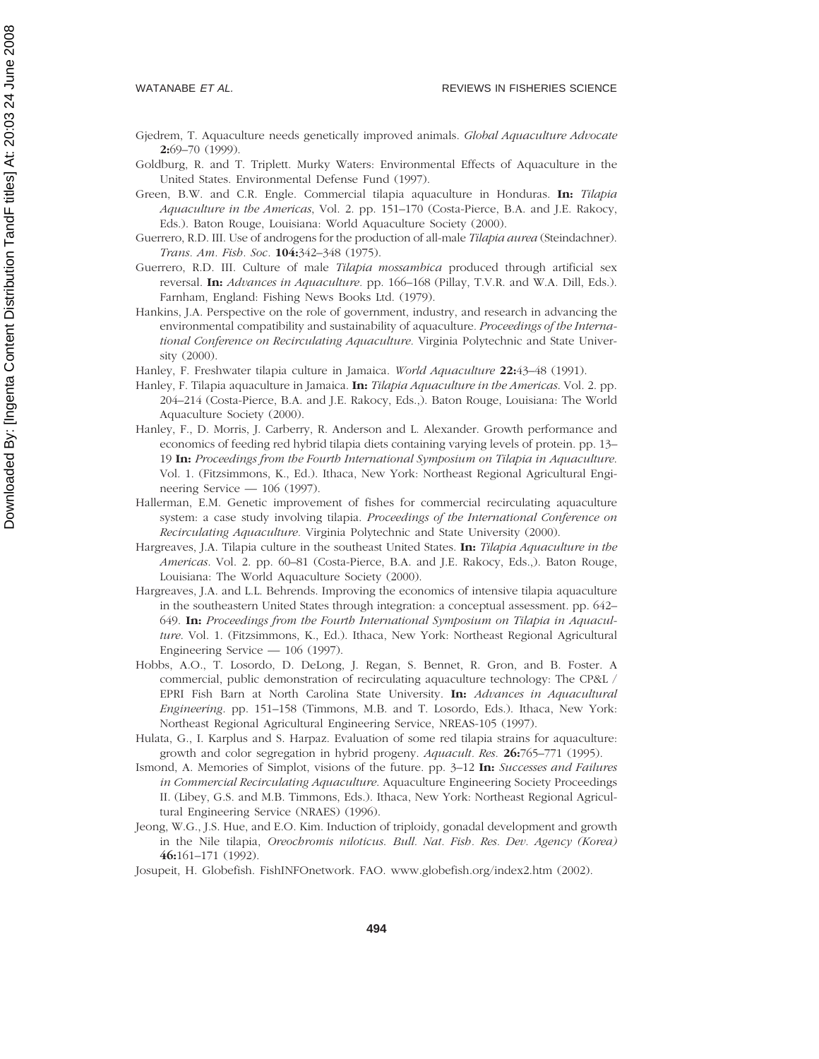Gjedrem, T. Aquaculture needs genetically improved animals. *Global Aquaculture Advocate* **2:**69–70 (1999).

Goldburg, R. and T. Triplett. Murky Waters: Environmental Effects of Aquaculture in the United States. Environmental Defense Fund (1997).

Green, B.W. and C.R. Engle. Commercial tilapia aquaculture in Honduras. **In:** *Tilapia Aquaculture in the Americas*, Vol. 2. pp. 151–170 (Costa-Pierce, B.A. and J.E. Rakocy, Eds.). Baton Rouge, Louisiana: World Aquaculture Society (2000).

Guerrero, R.D. III. Use of androgens for the production of all-male *Tilapia aurea* (Steindachner). *Trans. Am. Fish. Soc.* **104:**342–348 (1975).

Guerrero, R.D. III. Culture of male *Tilapia mossambica* produced through artificial sex reversal. **In:** *Advances in Aquaculture.* pp. 166–168 (Pillay, T.V.R. and W.A. Dill, Eds.). Farnham, England: Fishing News Books Ltd. (1979).

Hankins, J.A. Perspective on the role of government, industry, and research in advancing the environmental compatibility and sustainability of aquaculture. *Proceedings of the International Conference on Recirculating Aquaculture.* Virginia Polytechnic and State University (2000).

Hanley, F. Freshwater tilapia culture in Jamaica. *World Aquaculture* **22:**43–48 (1991).

Hanley, F. Tilapia aquaculture in Jamaica. **In:** *Tilapia Aquaculture in the Americas.* Vol. 2. pp. 204–214 (Costa-Pierce, B.A. and J.E. Rakocy, Eds.,). Baton Rouge, Louisiana: The World Aquaculture Society (2000).

Hanley, F., D. Morris, J. Carberry, R. Anderson and L. Alexander. Growth performance and economics of feeding red hybrid tilapia diets containing varying levels of protein. pp. 13–19 **In:** *Proceedings from the Fourth International Symposium on Tilapia in Aquaculture.* Vol. 1. (Fitzsimmons, K., Ed.). Ithaca, New York: Northeast Regional Agricultural Engineering Service — 106 (1997).

Hallerman, E.M. Genetic improvement of fishes for commercial recirculating aquaculture system: a case study involving tilapia. *Proceedings of the International Conference on Recirculating Aquaculture.* Virginia Polytechnic and State University (2000).

Hargreaves, J.A. Tilapia culture in the southeast United States. **In:** *Tilapia Aquaculture in the Americas.* Vol. 2. pp. 60–81 (Costa-Pierce, B.A. and J.E. Rakocy, Eds.,). Baton Rouge, Louisiana: The World Aquaculture Society (2000).

Hargreaves, J.A. and L.L. Behrends. Improving the economics of intensive tilapia aquaculture in the southeastern United States through integration: a conceptual assessment. pp. 642–649. **In:** *Proceedings from the Fourth International Symposium on Tilapia in Aquaculture.* Vol. 1. (Fitzsimmons, K., Ed.). Ithaca, New York: Northeast Regional Agricultural Engineering Service — 106 (1997).

Hobbs, A.O., T. Losordo, D. DeLong, J. Regan, S. Bennet, R. Gron, and B. Foster. A commercial, public demonstration of recirculating aquaculture technology: The CP&L / EPRI Fish Barn at North Carolina State University. **In:** *Advances in Aquacultural Engineering.* pp. 151–158 (Timmons, M.B. and T. Losordo, Eds.). Ithaca, New York: Northeast Regional Agricultural Engineering Service, NREAS-105 (1997).

Hulata, G., I. Karplus and S. Harpaz. Evaluation of some red tilapia strains for aquaculture: growth and color segregation in hybrid progeny. *Aquacult. Res.* **26:**765–771 (1995).

Ismond, A. Memories of Simplot, visions of the future. pp. 3–12 **In:** *Successes and Failures in Commercial Recirculating Aquaculture.* Aquaculture Engineering Society Proceedings II. (Libey, G.S. and M.B. Timmons, Eds.). Ithaca, New York: Northeast Regional Agricultural Engineering Service (NRAES) (1996).

Jeong, W.G., J.S. Hue, and E.O. Kim. Induction of triploidy, gonadal development and growth in the Nile tilapia, *Oreochromis niloticus. Bull. Nat. Fish. Res. Dev. Agency (Korea)* **46:**161–171 (1992).

Josupeit, H. Globefish. FishINFOnetwork. FAO. www.globefish.org/index2.htm (2002).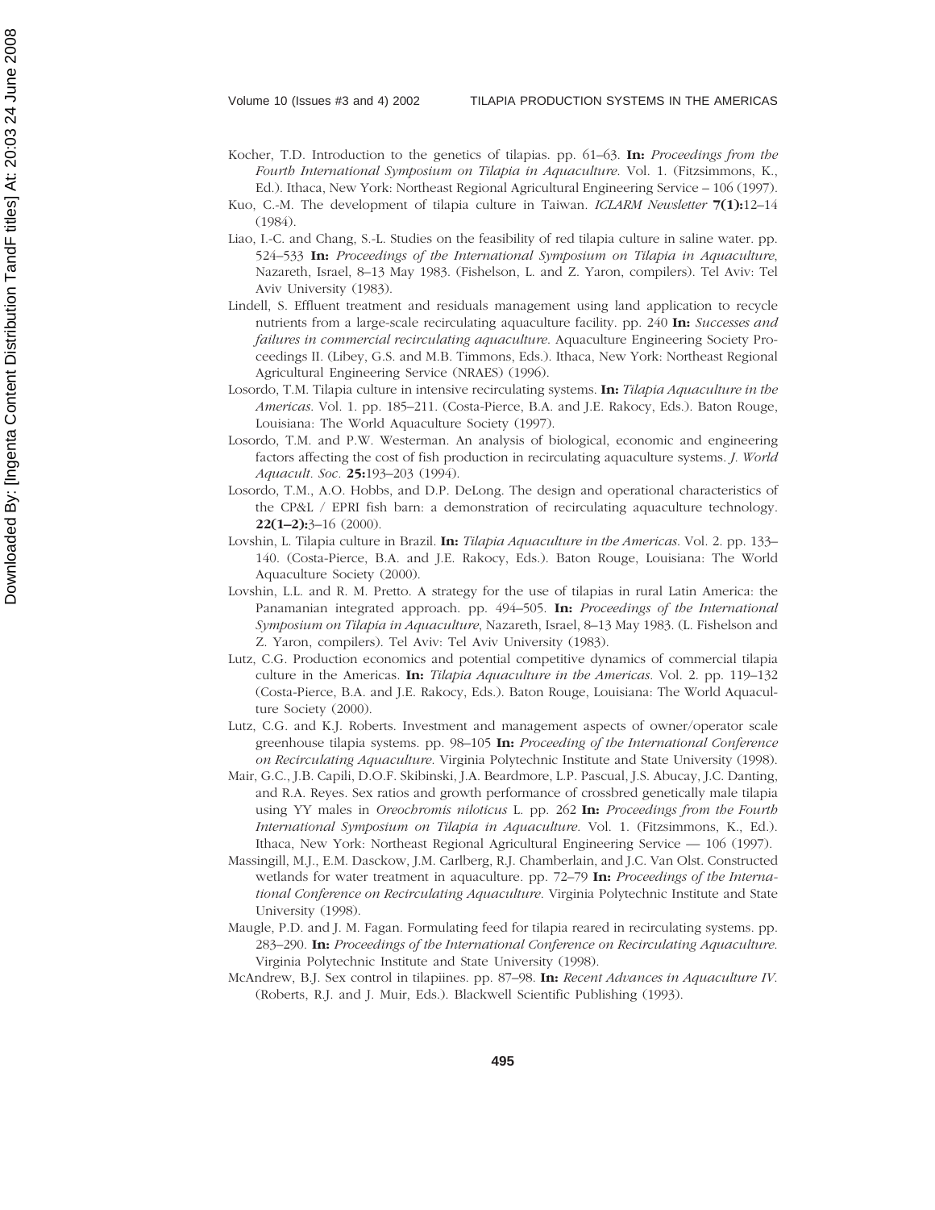Kocher, T.D. Introduction to the genetics of tilapias. pp. 61–63. **In:** *Proceedings from the Fourth International Symposium on Tilapia in Aquaculture*. Vol. 1. (Fitzsimmons, K., Ed.). Ithaca, New York: Northeast Regional Agricultural Engineering Service – 106 (1997).

Kuo, C.-M. The development of tilapia culture in Taiwan. *ICLARM Newsletter* **7(1):**12–14 (1984).

Liao, I.-C. and Chang, S.-L. Studies on the feasibility of red tilapia culture in saline water. pp. 524–533 **In:** *Proceedings of the International Symposium on Tilapia in Aquaculture*, Nazareth, Israel, 8–13 May 1983. (Fishelson, L. and Z. Yaron, compilers). Tel Aviv: Tel Aviv University (1983).

Lindell, S. Effluent treatment and residuals management using land application to recycle nutrients from a large-scale recirculating aquaculture facility. pp. 240 **In:** *Successes and failures in commercial recirculating aquaculture*. Aquaculture Engineering Society Proceedings II. (Libey, G.S. and M.B. Timmons, Eds.). Ithaca, New York: Northeast Regional Agricultural Engineering Service (NRAES) (1996).

Losordo, T.M. Tilapia culture in intensive recirculating systems. **In:** *Tilapia Aquaculture in the Americas*. Vol. 1. pp. 185–211. (Costa-Pierce, B.A. and J.E. Rakocy, Eds.). Baton Rouge, Louisiana: The World Aquaculture Society (1997).

Losordo, T.M. and P.W. Westerman. An analysis of biological, economic and engineering factors affecting the cost of fish production in recirculating aquaculture systems. *J. World Aquacult. Soc.* **25:**193–203 (1994).

Losordo, T.M., A.O. Hobbs, and D.P. DeLong. The design and operational characteristics of the CP&L / EPRI fish barn: a demonstration of recirculating aquaculture technology. **22(1–2):**3–16 (2000).

Lovshin, L. Tilapia culture in Brazil. **In:** *Tilapia Aquaculture in the Americas*. Vol. 2. pp. 133–140. (Costa-Pierce, B.A. and J.E. Rakocy, Eds.). Baton Rouge, Louisiana: The World Aquaculture Society (2000).

Lovshin, L.L. and R. M. Pretto. A strategy for the use of tilapias in rural Latin America: the Panamanian integrated approach. pp. 494–505. **In:** *Proceedings of the International Symposium on Tilapia in Aquaculture*, Nazareth, Israel, 8–13 May 1983. (L. Fishelson and Z. Yaron, compilers). Tel Aviv: Tel Aviv University (1983).

Lutz, C.G. Production economics and potential competitive dynamics of commercial tilapia culture in the Americas. **In:** *Tilapia Aquaculture in the Americas*. Vol. 2. pp. 119–132 (Costa-Pierce, B.A. and J.E. Rakocy, Eds.). Baton Rouge, Louisiana: The World Aquaculture Society (2000).

Lutz, C.G. and K.J. Roberts. Investment and management aspects of owner/operator scale greenhouse tilapia systems. pp. 98–105 **In:** *Proceeding of the International Conference on Recirculating Aquaculture*. Virginia Polytechnic Institute and State University (1998).

Mair, G.C., J.B. Capili, D.O.F. Skibinski, J.A. Beardmore, L.P. Pascual, J.S. Abucay, J.C. Danting, and R.A. Reyes. Sex ratios and growth performance of crossbred genetically male tilapia using YY males in *Oreochromis niloticus* L. pp. 262 **In:** *Proceedings from the Fourth International Symposium on Tilapia in Aquaculture*. Vol. 1. (Fitzsimmons, K., Ed.). Ithaca, New York: Northeast Regional Agricultural Engineering Service — 106 (1997).

Massingill, M.J., E.M. Dasckow, J.M. Carlberg, R.J. Chamberlain, and J.C. Van Olst. Constructed wetlands for water treatment in aquaculture. pp. 72–79 **In:** *Proceedings of the International Conference on Recirculating Aquaculture*. Virginia Polytechnic Institute and State University (1998).

Maugle, P.D. and J. M. Fagan. Formulating feed for tilapia reared in recirculating systems. pp. 283–290. **In:** *Proceedings of the International Conference on Recirculating Aquaculture*. Virginia Polytechnic Institute and State University (1998).

McAndrew, B.J. Sex control in tilapiines. pp. 87–98. **In:** *Recent Advances in Aquaculture IV*. (Roberts, R.J. and J. Muir, Eds.). Blackwell Scientific Publishing (1993).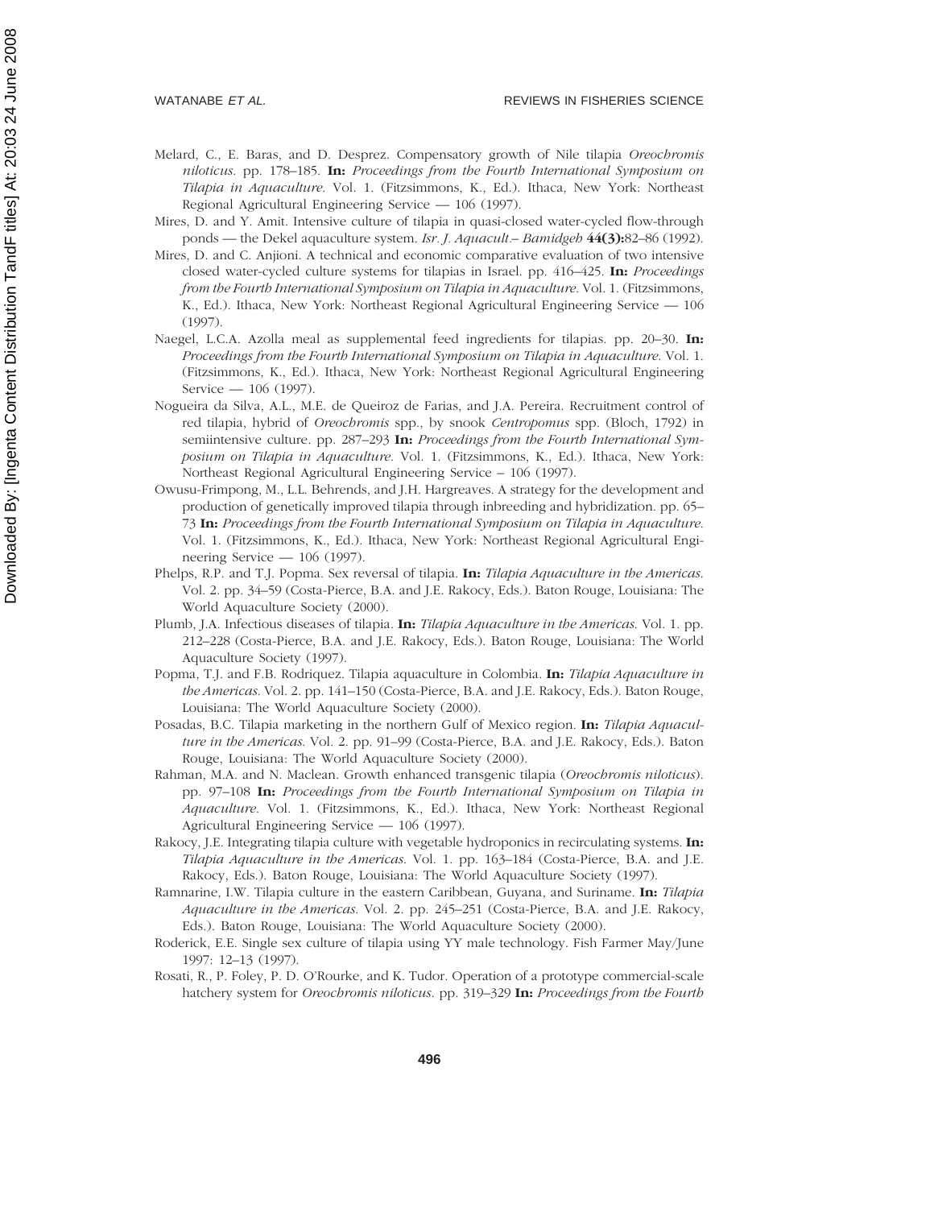Melard, C., E. Baras, and D. Desprez. Compensatory growth of Nile tilapia *Oreochromis niloticus*. pp. 178–185. **In:** *Proceedings from the Fourth International Symposium on Tilapia in Aquaculture*. Vol. 1. (Fitzsimmons, K., Ed.). Ithaca, New York: Northeast Regional Agricultural Engineering Service — 106 (1997).

Mires, D. and Y. Amit. Intensive culture of tilapia in quasi-closed water-cycled flow-through ponds — the Dekel aquaculture system. *Isr. J. Aquacult.– Bamidgeh* **44(3):**82–86 (1992).

Mires, D. and C. Anjioni. A technical and economic comparative evaluation of two intensive closed water-cycled culture systems for tilapias in Israel. pp. 416–425. **In:** *Proceedings from the Fourth International Symposium on Tilapia in Aquaculture*. Vol. 1. (Fitzsimmons, K., Ed.). Ithaca, New York: Northeast Regional Agricultural Engineering Service — 106 (1997).

Naegel, L.C.A. Azolla meal as supplemental feed ingredients for tilapias. pp. 20–30. **In:** *Proceedings from the Fourth International Symposium on Tilapia in Aquaculture*. Vol. 1. (Fitzsimmons, K., Ed.). Ithaca, New York: Northeast Regional Agricultural Engineering Service — 106 (1997).

Nogueira da Silva, A.L., M.E. de Queiroz de Farias, and J.A. Pereira. Recruitment control of red tilapia, hybrid of *Oreochromis* spp., by snook *Centropomus* spp. (Bloch, 1792) in semiintensive culture. pp. 287–293 **In:** *Proceedings from the Fourth International Symposium on Tilapia in Aquaculture*. Vol. 1. (Fitzsimmons, K., Ed.). Ithaca, New York: Northeast Regional Agricultural Engineering Service – 106 (1997).

Owusu-Frimpong, M., L.L. Behrends, and J.H. Hargreaves. A strategy for the development and production of genetically improved tilapia through inbreeding and hybridization. pp. 65–73 **In:** *Proceedings from the Fourth International Symposium on Tilapia in Aquaculture*. Vol. 1. (Fitzsimmons, K., Ed.). Ithaca, New York: Northeast Regional Agricultural Engineering Service — 106 (1997).

Phelps, R.P. and T.J. Popma. Sex reversal of tilapia. **In:** *Tilapia Aquaculture in the Americas*. Vol. 2. pp. 34–59 (Costa-Pierce, B.A. and J.E. Rakocy, Eds.). Baton Rouge, Louisiana: The World Aquaculture Society (2000).

Plumb, J.A. Infectious diseases of tilapia. **In:** *Tilapia Aquaculture in the Americas*. Vol. 1. pp. 212–228 (Costa-Pierce, B.A. and J.E. Rakocy, Eds.). Baton Rouge, Louisiana: The World Aquaculture Society (1997).

Popma, T.J. and F.B. Rodriquez. Tilapia aquaculture in Colombia. **In:** *Tilapia Aquaculture in the Americas*. Vol. 2. pp. 141–150 (Costa-Pierce, B.A. and J.E. Rakocy, Eds.). Baton Rouge, Louisiana: The World Aquaculture Society (2000).

Posadas, B.C. Tilapia marketing in the northern Gulf of Mexico region. **In:** *Tilapia Aquaculture in the Americas*. Vol. 2. pp. 91–99 (Costa-Pierce, B.A. and J.E. Rakocy, Eds.). Baton Rouge, Louisiana: The World Aquaculture Society (2000).

Rahman, M.A. and N. Maclean. Growth enhanced transgenic tilapia (*Oreochromis niloticus*). pp. 97–108 **In:** *Proceedings from the Fourth International Symposium on Tilapia in Aquaculture*. Vol. 1. (Fitzsimmons, K., Ed.). Ithaca, New York: Northeast Regional Agricultural Engineering Service — 106 (1997).

Rakocy, J.E. Integrating tilapia culture with vegetable hydroponics in recirculating systems. **In:** *Tilapia Aquaculture in the Americas*. Vol. 1. pp. 163–184 (Costa-Pierce, B.A. and J.E. Rakocy, Eds.). Baton Rouge, Louisiana: The World Aquaculture Society (1997).

Ramnarine, I.W. Tilapia culture in the eastern Caribbean, Guyana, and Suriname. **In:** *Tilapia Aquaculture in the Americas*. Vol. 2. pp. 245–251 (Costa-Pierce, B.A. and J.E. Rakocy, Eds.). Baton Rouge, Louisiana: The World Aquaculture Society (2000).

Roderick, E.E. Single sex culture of tilapia using YY male technology. Fish Farmer May/June 1997: 12–13 (1997).

Rosati, R., P. Foley, P. D. O'Rourke, and K. Tudor. Operation of a prototype commercial-scale hatchery system for *Oreochromis niloticus*. pp. 319–329 **In:** *Proceedings from the Fourth*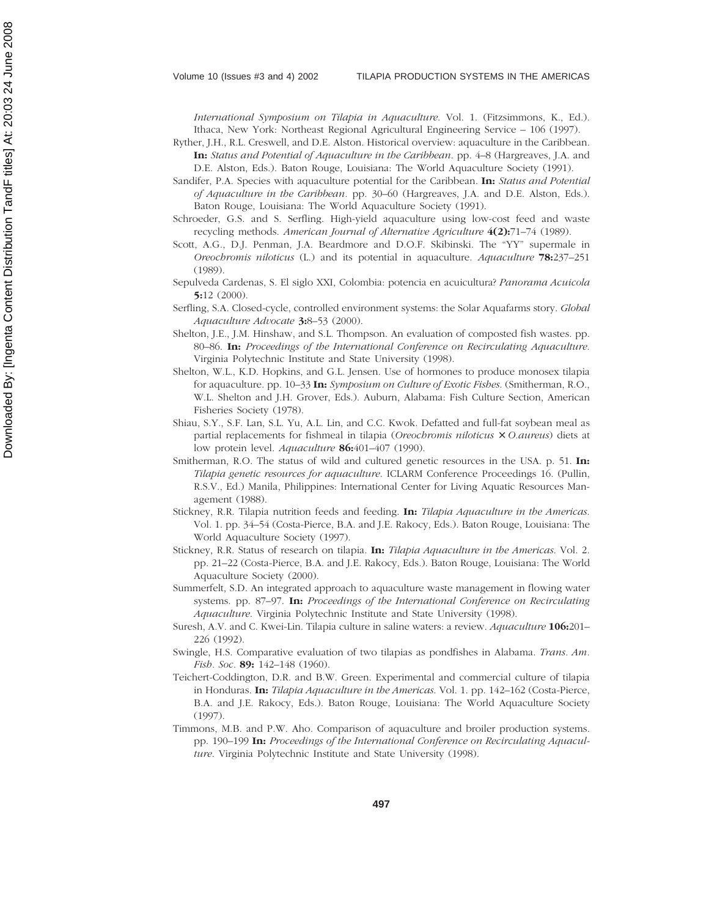*International Symposium on Tilapia in Aquaculture*. Vol. 1. (Fitzsimmons, K., Ed.). Ithaca, New York: Northeast Regional Agricultural Engineering Service – 106 (1997).

Ryther, J.H., R.L. Creswell, and D.E. Alston. Historical overview: aquaculture in the Caribbean. **In:** *Status and Potential of Aquaculture in the Caribbean*. pp. 4–8 (Hargreaves, J.A. and D.E. Alston, Eds.). Baton Rouge, Louisiana: The World Aquaculture Society (1991).

Sandifer, P.A. Species with aquaculture potential for the Caribbean. **In:** *Status and Potential of Aquaculture in the Caribbean*. pp. 30–60 (Hargreaves, J.A. and D.E. Alston, Eds.). Baton Rouge, Louisiana: The World Aquaculture Society (1991).

Schroeder, G.S. and S. Serfling. High-yield aquaculture using low-cost feed and waste recycling methods. *American Journal of Alternative Agriculture* **4(2):**71–74 (1989).

Scott, A.G., D.J. Penman, J.A. Beardmore and D.O.F. Skibinski. The "YY" supermale in *Oreochromis niloticus* (L.) and its potential in aquaculture. *Aquaculture* **78:**237–251 (1989).

Sepulveda Cardenas, S. El siglo XXI, Colombia: potencia en acuicultura? *Panorama Acuicola* **5:**12 (2000).

Serfling, S.A. Closed-cycle, controlled environment systems: the Solar Aquafarms story. *Global Aquaculture Advocate* **3:**8–53 (2000).

Shelton, J.E., J.M. Hinshaw, and S.L. Thompson. An evaluation of composted fish wastes. pp. 80–86. **In:** *Proceedings of the International Conference on Recirculating Aquaculture*. Virginia Polytechnic Institute and State University (1998).

Shelton, W.L., K.D. Hopkins, and G.L. Jensen. Use of hormones to produce monosex tilapia for aquaculture. pp. 10–33 **In:** *Symposium on Culture of Exotic Fishes*. (Smitherman, R.O., W.L. Shelton and J.H. Grover, Eds.). Auburn, Alabama: Fish Culture Section, American Fisheries Society (1978).

Shiau, S.Y., S.F. Lan, S.L. Yu, A.L. Lin, and C.C. Kwok. Defatted and full-fat soybean meal as partial replacements for fishmeal in tilapia (*Oreochromis niloticus* × *O.aureus*) diets at low protein level. *Aquaculture* **86:**401–407 (1990).

Smitherman, R.O. The status of wild and cultured genetic resources in the USA. p. 51. **In:** *Tilapia genetic resources for aquaculture*. ICLARM Conference Proceedings 16. (Pullin, R.S.V., Ed.) Manila, Philippines: International Center for Living Aquatic Resources Management (1988).

Stickney, R.R. Tilapia nutrition feeds and feeding. **In:** *Tilapia Aquaculture in the Americas*. Vol. 1. pp. 34–54 (Costa-Pierce, B.A. and J.E. Rakocy, Eds.). Baton Rouge, Louisiana: The World Aquaculture Society (1997).

Stickney, R.R. Status of research on tilapia. **In:** *Tilapia Aquaculture in the Americas*. Vol. 2. pp. 21–22 (Costa-Pierce, B.A. and J.E. Rakocy, Eds.). Baton Rouge, Louisiana: The World Aquaculture Society (2000).

Summerfelt, S.D. An integrated approach to aquaculture waste management in flowing water systems. pp. 87–97. **In:** *Proceedings of the International Conference on Recirculating Aquaculture*. Virginia Polytechnic Institute and State University (1998).

Suresh, A.V. and C. Kwei-Lin. Tilapia culture in saline waters: a review. *Aquaculture* **106:**201–226 (1992).

Swingle, H.S. Comparative evaluation of two tilapias as pondfishes in Alabama. *Trans. Am. Fish. Soc.* **89:** 142–148 (1960).

Teichert-Coddington, D.R. and B.W. Green. Experimental and commercial culture of tilapia in Honduras. **In:** *Tilapia Aquaculture in the Americas*. Vol. 1. pp. 142–162 (Costa-Pierce, B.A. and J.E. Rakocy, Eds.). Baton Rouge, Louisiana: The World Aquaculture Society (1997).

Timmons, M.B. and P.W. Aho. Comparison of aquaculture and broiler production systems. pp. 190–199 **In:** *Proceedings of the International Conference on Recirculating Aquaculture*. Virginia Polytechnic Institute and State University (1998).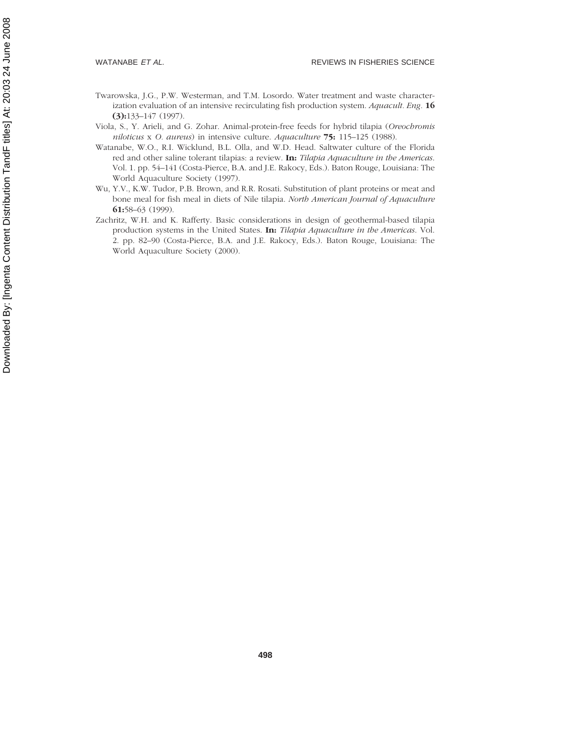Twarowska, J.G., P.W. Westerman, and T.M. Losordo. Water treatment and waste characterization evaluation of an intensive recirculating fish production system. *Aquacult. Eng.* **16 (3):**133–147 (1997).

Viola, S., Y. Arieli, and G. Zohar. Animal-protein-free feeds for hybrid tilapia (*Oreochromis niloticus* x *O. aureus*) in intensive culture. *Aquaculture* **75:** 115–125 (1988).

Watanabe, W.O., R.I. Wicklund, B.L. Olla, and W.D. Head. Saltwater culture of the Florida red and other saline tolerant tilapias: a review. **In:** *Tilapia Aquaculture in the Americas*. Vol. 1. pp. 54–141 (Costa-Pierce, B.A. and J.E. Rakocy, Eds.). Baton Rouge, Louisiana: The World Aquaculture Society (1997).

Wu, Y.V., K.W. Tudor, P.B. Brown, and R.R. Rosati. Substitution of plant proteins or meat and bone meal for fish meal in diets of Nile tilapia. *North American Journal of Aquaculture* **61:**58–63 (1999).

Zachritz, W.H. and K. Rafferty. Basic considerations in design of geothermal-based tilapia production systems in the United States. **In:** *Tilapia Aquaculture in the Americas*. Vol. 2. pp. 82–90 (Costa-Pierce, B.A. and J.E. Rakocy, Eds.). Baton Rouge, Louisiana: The World Aquaculture Society (2000).